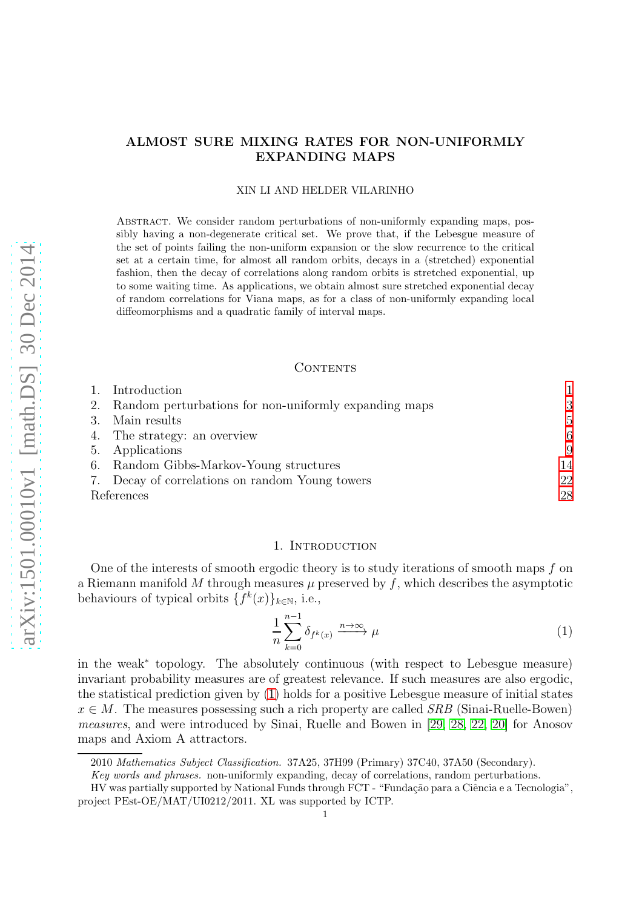# ALMOST SURE MIXING RATES FOR NON-UNIFORMLY EXPANDING MAPS

XIN LI AND HELDER VILARINHO

Abstract. We consider random perturbations of non-uniformly expanding maps, possibly having a non-degenerate critical set. We prove that, if the Lebesgue measure of the set of points failing the non-uniform expansion or the slow recurrence to the critical set at a certain time, for almost all random orbits, decays in a (stretched) exponential fashion, then the decay of correlations along random orbits is stretched exponential, up to some waiting time. As applications, we obtain almost sure stretched exponential decay of random correlations for Viana maps, as for a class of non-uniformly expanding local diffeomorphisms and a quadratic family of interval maps.

## Contents

1. Introduction 1
2. Random perturbations for non-uniformly expanding maps 3
3. Main results 5
4. The strategy: an overview 6
5. Applications 9
6. Random Gibbs-Markov-Young structures 14
7. Decay of correlations on random Young towers 22

References 28

## 1. Introduction

One of the interests of smooth ergodic theory is to study iterations of smooth maps $f$ on a Riemann manifold $M$ through measures $\mu$ preserved by $f$, which describes the asymptotic behaviours of typical orbits $\{f^k(x)\}_{k\in\mathbb{N}}$, i.e.,

$$\frac{1}{n}\sum_{k=0}^{n-1}\delta_{f^k(x)} \xrightarrow{n\to\infty} \mu \tag{1}$$

in the weak* topology. The absolutely continuous (with respect to Lebesgue measure) invariant probability measures are of greatest relevance. If such measures are also ergodic, the statistical prediction given by (1) holds for a positive Lebesgue measure of initial states $x \in M$. The measures possessing such a rich property are called *SRB* (Sinai-Ruelle-Bowen) *measures*, and were introduced by Sinai, Ruelle and Bowen in [29, 28, 22, 20] for Anosov maps and Axiom A attractors.

2010 *Mathematics Subject Classification.* 37A25, 37H99 (Primary) 37C40, 37A50 (Secondary).

*Key words and phrases.* non-uniformly expanding, decay of correlations, random perturbations.

HV was partially supported by National Funds through FCT - "Fundação para a Ciência e a Tecnologia", project PEst-OE/MAT/UI0212/2011. XL was supported by ICTP.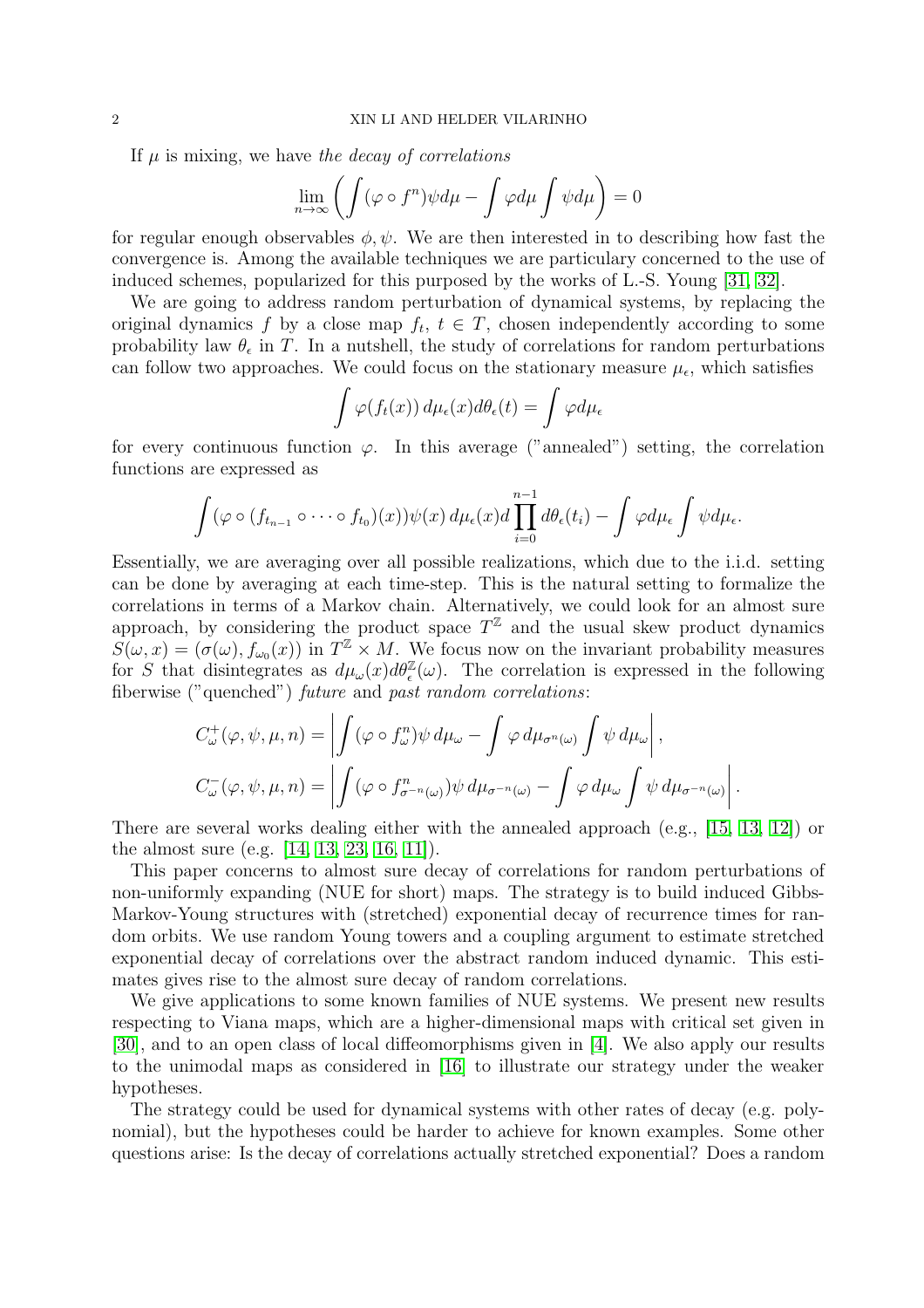If $\mu$ is mixing, we have *the decay of correlations*

$$\lim_{n\to\infty}\left(\int(\varphi\circ f^n)\psi d\mu - \int\varphi d\mu\int\psi d\mu\right)=0$$

for regular enough observables $\phi, \psi$. We are then interested in to describing how fast the convergence is. Among the available techniques we are particulary concerned to the use of induced schemes, popularized for this purposed by the works of L.-S. Young [31, 32].

We are going to address random perturbation of dynamical systems, by replacing the original dynamics $f$ by a close map $f_t$, $t \in T$, chosen independently according to some probability law $\theta_\epsilon$ in $T$. In a nutshell, the study of correlations for random perturbations can follow two approaches. We could focus on the stationary measure $\mu_\epsilon$, which satisfies

$$\int \varphi(f_t(x))\, d\mu_\epsilon(x) d\theta_\epsilon(t) = \int \varphi d\mu_\epsilon$$

for every continuous function $\varphi$. In this average ("annealed") setting, the correlation functions are expressed as

$$\int (\varphi\circ(f_{t_{n-1}}\circ\cdots\circ f_{t_0})(x))\psi(x)\, d\mu_\epsilon(x) d\prod_{i=0}^{n-1} d\theta_\epsilon(t_i) - \int\varphi d\mu_\epsilon\int\psi d\mu_\epsilon.$$

Essentially, we are averaging over all possible realizations, which due to the i.i.d. setting can be done by averaging at each time-step. This is the natural setting to formalize the correlations in terms of a Markov chain. Alternatively, we could look for an almost sure approach, by considering the product space $T^{\mathbb{Z}}$ and the usual skew product dynamics $S(\omega, x) = (\sigma(\omega), f_{\omega_0}(x))$ in $T^{\mathbb{Z}} \times M$. We focus now on the invariant probability measures for $S$ that disintegrates as $d\mu_\omega(x)d\theta_\epsilon^{\mathbb{Z}}(\omega)$. The correlation is expressed in the following fiberwise ("quenched") *future* and *past random correlations*:

$$C_\omega^+(\varphi,\psi,\mu,n) = \left|\int(\varphi\circ f_\omega^n)\psi\, d\mu_\omega - \int\varphi\, d\mu_{\sigma^n(\omega)}\int\psi\, d\mu_\omega\right|,$$

$$C_\omega^-(\varphi,\psi,\mu,n) = \left|\int(\varphi\circ f_{\sigma^{-n}(\omega)}^n)\psi\, d\mu_{\sigma^{-n}(\omega)} - \int\varphi\, d\mu_\omega\int\psi\, d\mu_{\sigma^{-n}(\omega)}\right|.$$

There are several works dealing either with the annealed approach (e.g., [15, 13, 12]) or the almost sure (e.g. [14, 13, 23, 16, 11]).

This paper concerns to almost sure decay of correlations for random perturbations of non-uniformly expanding (NUE for short) maps. The strategy is to build induced Gibbs-Markov-Young structures with (stretched) exponential decay of recurrence times for random orbits. We use random Young towers and a coupling argument to estimate stretched exponential decay of correlations over the abstract random induced dynamic. This estimates gives rise to the almost sure decay of random correlations.

We give applications to some known families of NUE systems. We present new results respecting to Viana maps, which are a higher-dimensional maps with critical set given in [30], and to an open class of local diffeomorphisms given in [4]. We also apply our results to the unimodal maps as considered in [16] to illustrate our strategy under the weaker hypotheses.

The strategy could be used for dynamical systems with other rates of decay (e.g. polynomial), but the hypotheses could be harder to achieve for known examples. Some other questions arise: Is the decay of correlations actually stretched exponential? Does a random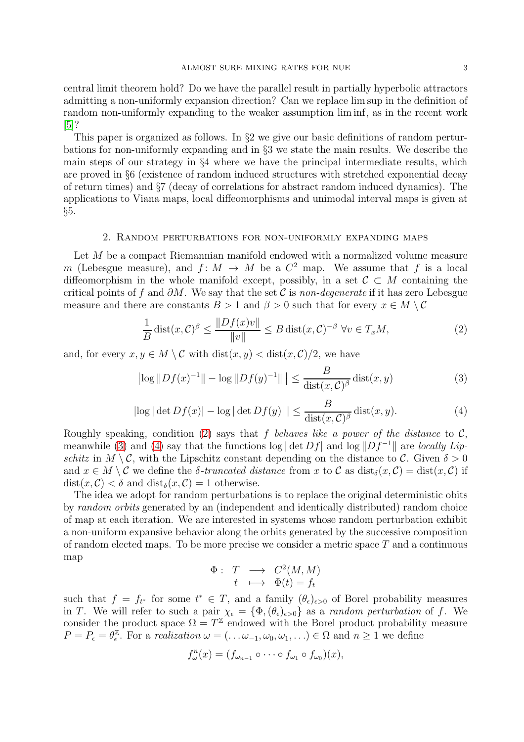central limit theorem hold? Do we have the parallel result in partially hyperbolic attractors admitting a non-uniformly expansion direction? Can we replace lim sup in the definition of random non-uniformly expanding to the weaker assumption lim inf, as in the recent work [5]?

This paper is organized as follows. In §2 we give our basic definitions of random perturbations for non-uniformly expanding and in §3 we state the main results. We describe the main steps of our strategy in §4 where we have the principal intermediate results, which are proved in §6 (existence of random induced structures with stretched exponential decay of return times) and §7 (decay of correlations for abstract random induced dynamics). The applications to Viana maps, local diffeomorphisms and unimodal interval maps is given at §5.

## 2. Random perturbations for non-uniformly expanding maps

Let $M$ be a compact Riemannian manifold endowed with a normalized volume measure $m$ (Lebesgue measure), and $f\colon M \to M$ be a $C^2$ map. We assume that $f$ is a local diffeomorphism in the whole manifold except, possibly, in a set $\mathcal{C} \subset M$ containing the critical points of $f$ and $\partial M$. We say that the set $\mathcal{C}$ is *non-degenerate* if it has zero Lebesgue measure and there are constants $B > 1$ and $\beta > 0$ such that for every $x \in M \setminus \mathcal{C}$

$$\frac{1}{B}\operatorname{dist}(x, \mathcal{C})^{\beta} \leq \frac{\|Df(x)v\|}{\|v\|} \leq B \operatorname{dist}(x, \mathcal{C})^{-\beta} \ \forall v \in T_x M, \tag{2}$$

and, for every $x, y \in M \setminus \mathcal{C}$ with $\operatorname{dist}(x, y) < \operatorname{dist}(x, \mathcal{C})/2$, we have

$$\big|\log \|Df(x)^{-1}\| - \log \|Df(y)^{-1}\|\,\big| \leq \frac{B}{\operatorname{dist}(x, \mathcal{C})^{\beta}} \operatorname{dist}(x, y) \tag{3}$$

$$|\log|\det Df(x)| - \log|\det Df(y)|\,| \leq \frac{B}{\operatorname{dist}(x, \mathcal{C})^{\beta}} \operatorname{dist}(x, y). \tag{4}$$

Roughly speaking, condition (2) says that $f$ *behaves like a power of the distance* to $\mathcal{C}$, meanwhile (3) and (4) say that the functions $\log|\det Df|$ and $\log\|Df^{-1}\|$ are *locally Lipschitz* in $M \setminus \mathcal{C}$, with the Lipschitz constant depending on the distance to $\mathcal{C}$. Given $\delta > 0$ and $x \in M \setminus \mathcal{C}$ we define the *$\delta$-truncated distance* from $x$ to $\mathcal{C}$ as $\operatorname{dist}_{\delta}(x, \mathcal{C}) = \operatorname{dist}(x, \mathcal{C})$ if $\operatorname{dist}(x, \mathcal{C}) < \delta$ and $\operatorname{dist}_{\delta}(x, \mathcal{C}) = 1$ otherwise.

The idea we adopt for random perturbations is to replace the original deterministic obits by *random orbits* generated by an (independent and identically distributed) random choice of map at each iteration. We are interested in systems whose random perturbation exhibit a non-uniform expansive behavior along the orbits generated by the successive composition of random elected maps. To be more precise we consider a metric space $T$ and a continuous map

$$\begin{array}{rccl} \Phi: & T & \longrightarrow & C^2(M, M) \\ & t & \longmapsto & \Phi(t) = f_t \end{array}$$

such that $f = f_{t^*}$ for some $t^* \in T$, and a family $(\theta_{\epsilon})_{\epsilon>0}$ of Borel probability measures in $T$. We will refer to such a pair $\chi_{\epsilon} = \{\Phi, (\theta_{\epsilon})_{\epsilon>0}\}$ as a *random perturbation* of $f$. We consider the product space $\Omega = T^{\mathbb{Z}}$ endowed with the Borel product probability measure $P = P_{\epsilon} = \theta_{\epsilon}^{\mathbb{Z}}$. For a *realization* $\omega = (\ldots \omega_{-1}, \omega_0, \omega_1, \ldots) \in \Omega$ and $n \geq 1$ we define

$$f^n_{\omega}(x) = (f_{\omega_{n-1}} \circ \cdots \circ f_{\omega_1} \circ f_{\omega_0})(x),$$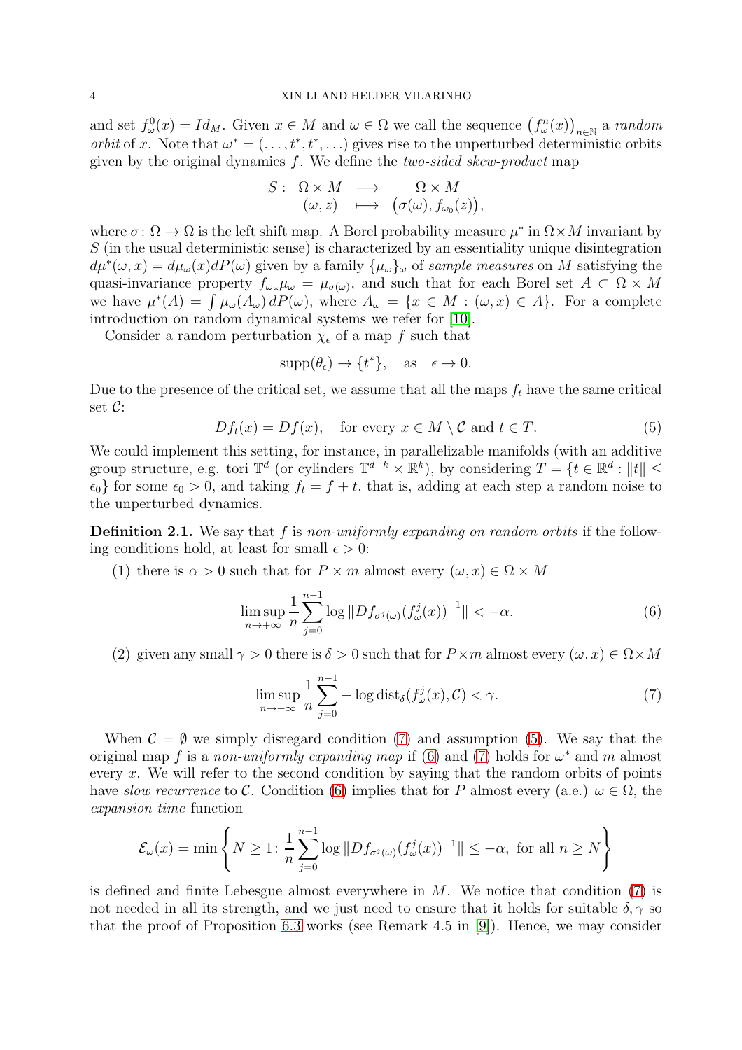and set $f^0_\omega(x) = Id_M$. Given $x \in M$ and $\omega \in \Omega$ we call the sequence $\left(f^n_\omega(x)\right)_{n\in\mathbb{N}}$ a *random orbit* of $x$. Note that $\omega^* = (\ldots, t^*, t^*, \ldots)$ gives rise to the unperturbed deterministic orbits given by the original dynamics $f$. We define the *two-sided skew-product* map

$$
\begin{array}{rccc}
S\colon & \Omega \times M & \longrightarrow & \Omega \times M \\
& (\omega, z) & \longmapsto & \big(\sigma(\omega), f_{\omega_0}(z)\big),
\end{array}
$$

where $\sigma\colon \Omega \to \Omega$ is the left shift map. A Borel probability measure $\mu^*$ in $\Omega \times M$ invariant by $S$ (in the usual deterministic sense) is characterized by an essentiality unique disintegration $d\mu^*(\omega, x) = d\mu_\omega(x)dP(\omega)$ given by a family $\{\mu_\omega\}_\omega$ of *sample measures* on $M$ satisfying the quasi-invariance property $f_{\omega *}\mu_\omega = \mu_{\sigma(\omega)}$, and such that for each Borel set $A \subset \Omega \times M$ we have $\mu^*(A) = \int \mu_\omega(A_\omega)\, dP(\omega)$, where $A_\omega = \{x \in M : (\omega, x) \in A\}$. For a complete introduction on random dynamical systems we refer for [10].

Consider a random perturbation $\chi_\epsilon$ of a map $f$ such that

$$
\operatorname{supp}(\theta_\epsilon) \to \{t^*\}, \quad \text{as} \quad \epsilon \to 0.
$$

Due to the presence of the critical set, we assume that all the maps $f_t$ have the same critical set $\mathcal{C}$:

$$
Df_t(x) = Df(x), \quad \text{for every } x \in M \setminus \mathcal{C} \text{ and } t \in T. \tag{5}
$$

We could implement this setting, for instance, in parallelizable manifolds (with an additive group structure, e.g. tori $\mathbb{T}^d$ (or cylinders $\mathbb{T}^{d-k} \times \mathbb{R}^k$), by considering $T = \{t \in \mathbb{R}^d : \|t\| \leq \epsilon_0\}$ for some $\epsilon_0 > 0$, and taking $f_t = f + t$, that is, adding at each step a random noise to the unperturbed dynamics.

**Definition 2.1.** We say that $f$ is *non-uniformly expanding on random orbits* if the following conditions hold, at least for small $\epsilon > 0$:

(1) there is $\alpha > 0$ such that for $P \times m$ almost every $(\omega, x) \in \Omega \times M$

$$
\limsup_{n\to+\infty} \frac{1}{n} \sum_{j=0}^{n-1} \log \|Df_{\sigma^j(\omega)}(f^j_\omega(x))^{-1}\| < -\alpha. \tag{6}
$$

(2) given any small $\gamma > 0$ there is $\delta > 0$ such that for $P \times m$ almost every $(\omega, x) \in \Omega \times M$

$$
\limsup_{n\to+\infty} \frac{1}{n} \sum_{j=0}^{n-1} -\log \operatorname{dist}_\delta(f^j_\omega(x), \mathcal{C}) < \gamma. \tag{7}
$$

When $\mathcal{C} = \emptyset$ we simply disregard condition (7) and assumption (5). We say that the original map $f$ is a *non-uniformly expanding map* if (6) and (7) holds for $\omega^*$ and $m$ almost every $x$. We will refer to the second condition by saying that the random orbits of points have *slow recurrence* to $\mathcal{C}$. Condition (6) implies that for $P$ almost every (a.e.) $\omega \in \Omega$, the *expansion time* function

$$
\mathcal{E}_\omega(x) = \min\left\{ N \geq 1 \colon \frac{1}{n} \sum_{j=0}^{n-1} \log \|Df_{\sigma^j(\omega)}(f^j_\omega(x))^{-1}\| \leq -\alpha, \text{ for all } n \geq N \right\}
$$

is defined and finite Lebesgue almost everywhere in $M$. We notice that condition (7) is not needed in all its strength, and we just need to ensure that it holds for suitable $\delta, \gamma$ so that the proof of Proposition 6.3 works (see Remark 4.5 in [9]). Hence, we may consider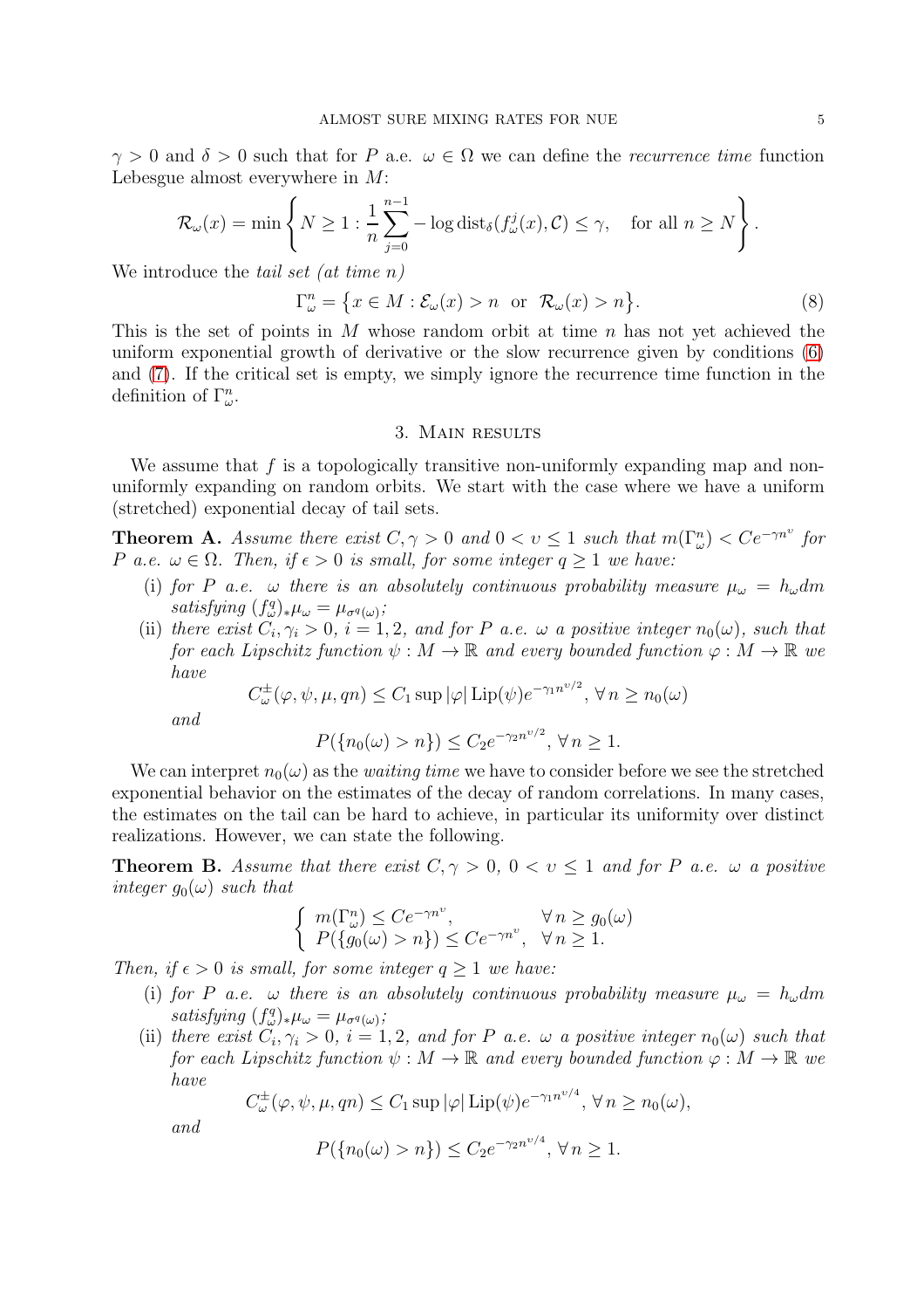$\gamma > 0$ and $\delta > 0$ such that for $P$ a.e. $\omega \in \Omega$ we can define the *recurrence time* function Lebesgue almost everywhere in $M$:

$$\mathcal{R}_\omega(x) = \min \left\{ N \geq 1 : \frac{1}{n} \sum_{j=0}^{n-1} -\log \operatorname{dist}_\delta(f_\omega^j(x), \mathcal{C}) \leq \gamma, \quad \text{for all } n \geq N \right\}.$$

We introduce the *tail set (at time $n$)*

$$\Gamma_\omega^n = \left\{ x \in M : \mathcal{E}_\omega(x) > n \ \text{ or } \ \mathcal{R}_\omega(x) > n \right\}. \tag{8}$$

This is the set of points in $M$ whose random orbit at time $n$ has not yet achieved the uniform exponential growth of derivative or the slow recurrence given by conditions (6) and (7). If the critical set is empty, we simply ignore the recurrence time function in the definition of $\Gamma_\omega^n$.

## 3. Main results

We assume that $f$ is a topologically transitive non-uniformly expanding map and non-uniformly expanding on random orbits. We start with the case where we have a uniform (stretched) exponential decay of tail sets.

**Theorem A.** *Assume there exist $C, \gamma > 0$ and $0 < \upsilon \leq 1$ such that $m(\Gamma_\omega^n) < Ce^{-\gamma n^\upsilon}$ for $P$ a.e. $\omega \in \Omega$. Then, if $\epsilon > 0$ is small, for some integer $q \geq 1$ we have:*

- (i) *for $P$ a.e. $\omega$ there is an absolutely continuous probability measure $\mu_\omega = h_\omega dm$ satisfying $(f_\omega^q)_* \mu_\omega = \mu_{\sigma^q(\omega)}$;*
- (ii) *there exist $C_i, \gamma_i > 0$, $i = 1, 2$, and for $P$ a.e. $\omega$ a positive integer $n_0(\omega)$, such that for each Lipschitz function $\psi : M \to \mathbb{R}$ and every bounded function $\varphi : M \to \mathbb{R}$ we have*

$$C_\omega^\pm(\varphi, \psi, \mu, qn) \leq C_1 \sup |\varphi| \operatorname{Lip}(\psi) e^{-\gamma_1 n^{\upsilon/2}}, \ \forall\, n \geq n_0(\omega)$$

*and*

$$P(\{n_0(\omega) > n\}) \leq C_2 e^{-\gamma_2 n^{\upsilon/2}}, \ \forall\, n \geq 1.$$

We can interpret $n_0(\omega)$ as the *waiting time* we have to consider before we see the stretched exponential behavior on the estimates of the decay of random correlations. In many cases, the estimates on the tail can be hard to achieve, in particular its uniformity over distinct realizations. However, we can state the following.

**Theorem B.** *Assume that there exist $C, \gamma > 0$, $0 < \upsilon \leq 1$ and for $P$ a.e. $\omega$ a positive integer $g_0(\omega)$ such that*

$$\begin{cases} m(\Gamma_\omega^n) \leq Ce^{-\gamma n^\upsilon}, & \forall\, n \geq g_0(\omega) \\ P(\{g_0(\omega) > n\}) \leq Ce^{-\gamma n^\upsilon}, & \forall\, n \geq 1. \end{cases}$$

*Then, if $\epsilon > 0$ is small, for some integer $q \geq 1$ we have:*

- (i) *for $P$ a.e. $\omega$ there is an absolutely continuous probability measure $\mu_\omega = h_\omega dm$ satisfying $(f_\omega^q)_* \mu_\omega = \mu_{\sigma^q(\omega)}$;*
- (ii) *there exist $C_i, \gamma_i > 0$, $i = 1, 2$, and for $P$ a.e. $\omega$ a positive integer $n_0(\omega)$ such that for each Lipschitz function $\psi : M \to \mathbb{R}$ and every bounded function $\varphi : M \to \mathbb{R}$ we have*

$$C_\omega^\pm(\varphi, \psi, \mu, qn) \leq C_1 \sup |\varphi| \operatorname{Lip}(\psi) e^{-\gamma_1 n^{\upsilon/4}}, \ \forall\, n \geq n_0(\omega),$$

*and*

$$P(\{n_0(\omega) > n\}) \leq C_2 e^{-\gamma_2 n^{\upsilon/4}}, \ \forall\, n \geq 1.$$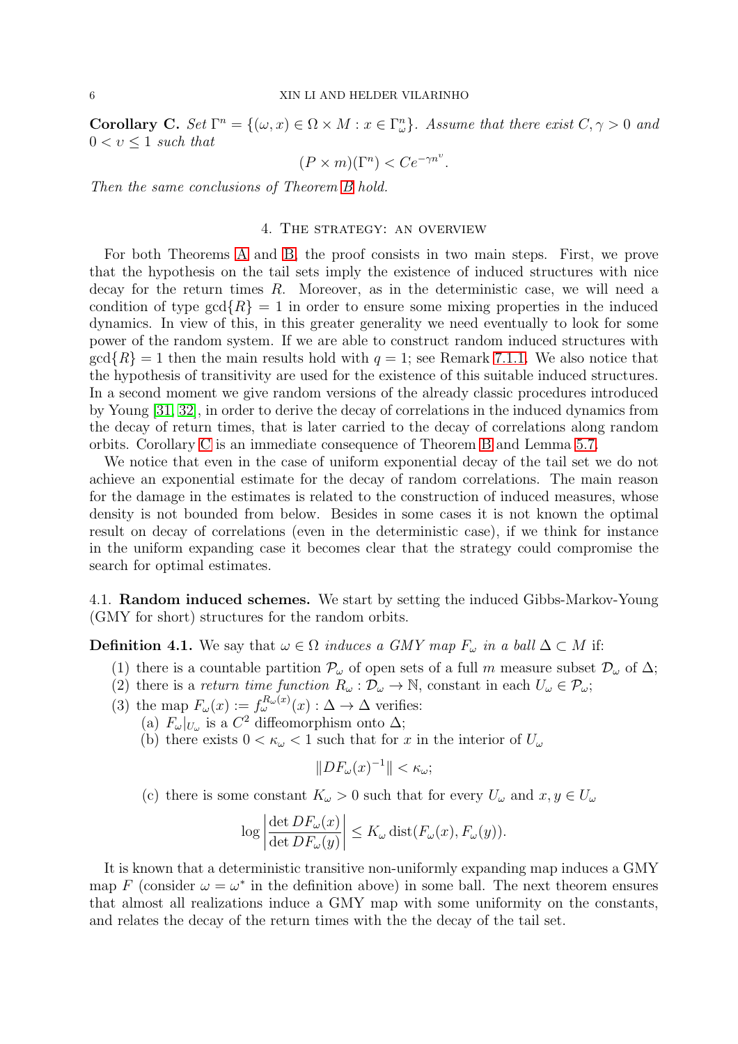**Corollary C.** *Set $\Gamma^n = \{(\omega, x) \in \Omega \times M : x \in \Gamma^n_\omega\}$. Assume that there exist $C, \gamma > 0$ and $0 < \upsilon \leq 1$ such that*

$$(P \times m)(\Gamma^n) < Ce^{-\gamma n^\upsilon}.$$

*Then the same conclusions of Theorem B hold.*

## 4. The strategy: an overview

For both Theorems A and B, the proof consists in two main steps. First, we prove that the hypothesis on the tail sets imply the existence of induced structures with nice decay for the return times $R$. Moreover, as in the deterministic case, we will need a condition of type $\gcd\{R\} = 1$ in order to ensure some mixing properties in the induced dynamics. In view of this, in this greater generality we need eventually to look for some power of the random system. If we are able to construct random induced structures with $\gcd\{R\} = 1$ then the main results hold with $q = 1$; see Remark 7.1.1. We also notice that the hypothesis of transitivity are used for the existence of this suitable induced structures. In a second moment we give random versions of the already classic procedures introduced by Young [31, 32], in order to derive the decay of correlations in the induced dynamics from the decay of return times, that is later carried to the decay of correlations along random orbits. Corollary C is an immediate consequence of Theorem B and Lemma 5.7.

We notice that even in the case of uniform exponential decay of the tail set we do not achieve an exponential estimate for the decay of random correlations. The main reason for the damage in the estimates is related to the construction of induced measures, whose density is not bounded from below. Besides in some cases it is not known the optimal result on decay of correlations (even in the deterministic case), if we think for instance in the uniform expanding case it becomes clear that the strategy could compromise the search for optimal estimates.

### 4.1. Random induced schemes.

We start by setting the induced Gibbs-Markov-Young (GMY for short) structures for the random orbits.

**Definition 4.1.** We say that $\omega \in \Omega$ *induces a GMY map $F_\omega$ in a ball $\Delta \subset M$* if:

1. there is a countable partition $\mathcal{P}_\omega$ of open sets of a full $m$ measure subset $\mathcal{D}_\omega$ of $\Delta$;
2. there is a *return time function* $R_\omega : \mathcal{D}_\omega \to \mathbb{N}$, constant in each $U_\omega \in \mathcal{P}_\omega$;
3. the map $F_\omega(x) := f_\omega^{R_\omega(x)}(x) : \Delta \to \Delta$ verifies:
   - (a) $F_\omega|_{U_\omega}$ is a $C^2$ diffeomorphism onto $\Delta$;
   - (b) there exists $0 < \kappa_\omega < 1$ such that for $x$ in the interior of $U_\omega$
     $$\|DF_\omega(x)^{-1}\| < \kappa_\omega;$$
   - (c) there is some constant $K_\omega > 0$ such that for every $U_\omega$ and $x, y \in U_\omega$
     $$\log \left| \frac{\det DF_\omega(x)}{\det DF_\omega(y)} \right| \leq K_\omega \operatorname{dist}(F_\omega(x), F_\omega(y)).$$

It is known that a deterministic transitive non-uniformly expanding map induces a GMY map $F$ (consider $\omega = \omega^*$ in the definition above) in some ball. The next theorem ensures that almost all realizations induce a GMY map with some uniformity on the constants, and relates the decay of the return times with the the decay of the tail set.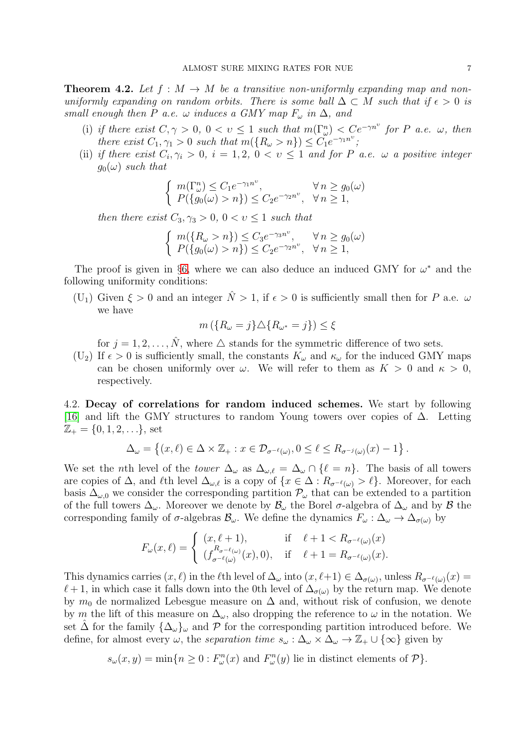**Theorem 4.2.** *Let $f : M \to M$ be a transitive non-uniformly expanding map and non-uniformly expanding on random orbits. There is some ball $\Delta \subset M$ such that if $\epsilon > 0$ is small enough then $P$ a.e. $\omega$ induces a GMY map $F_\omega$ in $\Delta$, and*

(i) *if there exist $C, \gamma > 0$, $0 < \upsilon \leq 1$ such that $m(\Gamma^n_\omega) < Ce^{-\gamma n^\upsilon}$ for $P$ a.e. $\omega$, then there exist $C_1, \gamma_1 > 0$ such that $m(\{R_\omega > n\}) \leq C_1 e^{-\gamma_1 n^\upsilon}$;*

(ii) *if there exist $C_i, \gamma_i > 0$, $i = 1, 2$, $0 < \upsilon \leq 1$ and for $P$ a.e. $\omega$ a positive integer $g_0(\omega)$ such that*

$$
\begin{cases} m(\Gamma^n_\omega) \leq C_1 e^{-\gamma_1 n^\upsilon}, & \forall\, n \geq g_0(\omega) \\ P(\{g_0(\omega) > n\}) \leq C_2 e^{-\gamma_2 n^\upsilon}, & \forall\, n \geq 1, \end{cases}
$$

*then there exist $C_3, \gamma_3 > 0$, $0 < \upsilon \leq 1$ such that*

$$
\begin{cases} m(\{R_\omega > n\}) \leq C_3 e^{-\gamma_3 n^\upsilon}, & \forall\, n \geq g_0(\omega) \\ P(\{g_0(\omega) > n\}) \leq C_2 e^{-\gamma_2 n^\upsilon}, & \forall\, n \geq 1, \end{cases}
$$

The proof is given in §6, where we can also deduce an induced GMY for $\omega^*$ and the following uniformity conditions:

($\mathrm{U}_1$) Given $\xi > 0$ and an integer $\hat{N} > 1$, if $\epsilon > 0$ is sufficiently small then for $P$ a.e. $\omega$ we have

$$
m\left(\{R_\omega = j\} \triangle \{R_{\omega^*} = j\}\right) \leq \xi
$$

for $j = 1, 2, \ldots, \hat{N}$, where $\triangle$ stands for the symmetric difference of two sets.

($\mathrm{U}_2$) If $\epsilon > 0$ is sufficiently small, the constants $K_\omega$ and $\kappa_\omega$ for the induced GMY maps can be chosen uniformly over $\omega$. We will refer to them as $K > 0$ and $\kappa > 0$, respectively.

4.2. **Decay of correlations for random induced schemes.** We start by following [16] and lift the GMY structures to random Young towers over copies of $\Delta$. Letting $\mathbb{Z}_+ = \{0, 1, 2, \ldots\}$, set

$$
\Delta_\omega = \left\{(x, \ell) \in \Delta \times \mathbb{Z}_+ : x \in \mathcal{D}_{\sigma^{-\ell}(\omega)}, 0 \leq \ell \leq R_{\sigma^{-j}(\omega)}(x) - 1\right\}.
$$

We set the $n$th level of the *tower* $\Delta_\omega$ as $\Delta_{\omega,\ell} = \Delta_\omega \cap \{\ell = n\}$. The basis of all towers are copies of $\Delta$, and $\ell$th level $\Delta_{\omega,\ell}$ is a copy of $\{x \in \Delta : R_{\sigma^{-\ell}(\omega)} > \ell\}$. Moreover, for each basis $\Delta_{\omega,0}$ we consider the corresponding partition $\mathcal{P}_\omega$ that can be extended to a partition of the full towers $\Delta_\omega$. Moreover we denote by $\mathcal{B}_\omega$ the Borel $\sigma$-algebra of $\Delta_\omega$ and by $\mathcal{B}$ the corresponding family of $\sigma$-algebras $\mathcal{B}_\omega$. We define the dynamics $F_\omega : \Delta_\omega \to \Delta_{\sigma(\omega)}$ by

$$
F_\omega(x, \ell) = \begin{cases} (x, \ell + 1), & \text{if} \quad \ell + 1 < R_{\sigma^{-\ell}(\omega)}(x) \\ (f^{R_{\sigma^{-\ell}(\omega)}}_{\sigma^{-\ell}(\omega)}(x), 0), & \text{if} \quad \ell + 1 = R_{\sigma^{-\ell}(\omega)}(x). \end{cases}
$$

This dynamics carries $(x, \ell)$ in the $\ell$th level of $\Delta_\omega$ into $(x, \ell+1) \in \Delta_{\sigma(\omega)}$, unless $R_{\sigma^{-\ell}(\omega)}(x) = \ell + 1$, in which case it falls down into the 0th level of $\Delta_{\sigma(\omega)}$ by the return map. We denote by $m_0$ de normalized Lebesgue measure on $\Delta$ and, without risk of confusion, we denote by $m$ the lift of this measure on $\Delta_\omega$, also dropping the reference to $\omega$ in the notation. We set $\hat{\Delta}$ for the family $\{\Delta_\omega\}_\omega$ and $\mathcal{P}$ for the corresponding partition introduced before. We define, for almost every $\omega$, the *separation time* $s_\omega : \Delta_\omega \times \Delta_\omega \to \mathbb{Z}_+ \cup \{\infty\}$ given by

$$
s_\omega(x, y) = \min\{n \geq 0 : F^n_\omega(x) \text{ and } F^n_\omega(y) \text{ lie in distinct elements of } \mathcal{P}\}.
$$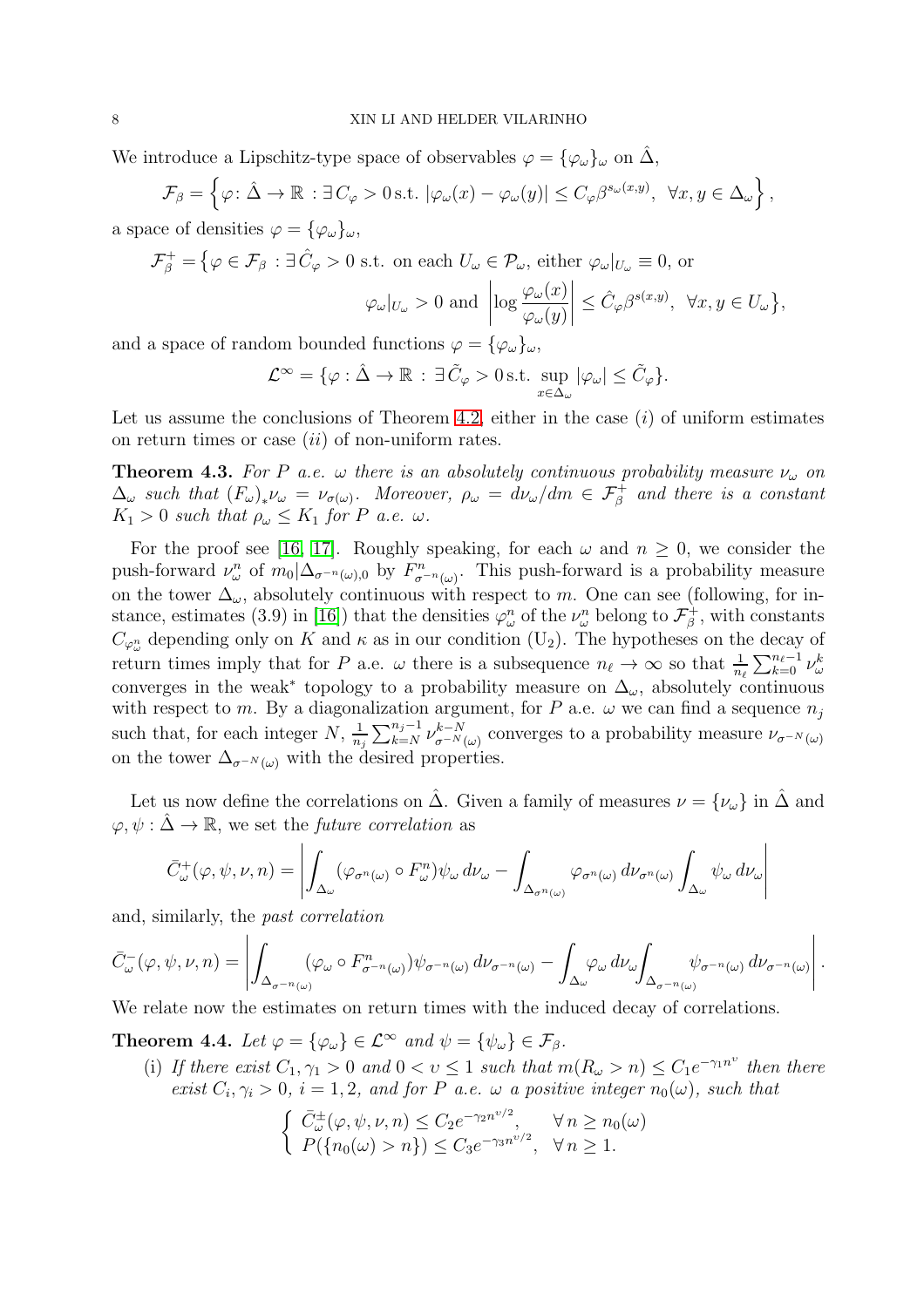We introduce a Lipschitz-type space of observables $\varphi = \{\varphi_\omega\}_\omega$ on $\hat{\Delta}$,

$$\mathcal{F}_\beta = \left\{ \varphi \colon \hat{\Delta} \to \mathbb{R} : \exists C_\varphi > 0 \,\text{s.t.}\; |\varphi_\omega(x) - \varphi_\omega(y)| \leq C_\varphi \beta^{s_\omega(x,y)}, \; \forall x, y \in \Delta_\omega \right\},$$

a space of densities $\varphi = \{\varphi_\omega\}_\omega$,

$$\mathcal{F}_\beta^+ = \big\{ \varphi \in \mathcal{F}_\beta : \exists \hat{C}_\varphi > 0 \text{ s.t. on each } U_\omega \in \mathcal{P}_\omega, \text{ either } \varphi_\omega|_{U_\omega} \equiv 0, \text{ or}$$
$$\varphi_\omega|_{U_\omega} > 0 \text{ and } \left| \log \frac{\varphi_\omega(x)}{\varphi_\omega(y)} \right| \leq \hat{C}_\varphi \beta^{s(x,y)}, \; \forall x, y \in U_\omega \big\},$$

and a space of random bounded functions $\varphi = \{\varphi_\omega\}_\omega$,

$$\mathcal{L}^\infty = \{ \varphi : \hat{\Delta} \to \mathbb{R} : \exists \tilde{C}_\varphi > 0 \,\text{s.t.}\, \sup_{x \in \Delta_\omega} |\varphi_\omega| \leq \tilde{C}_\varphi \}.$$

Let us assume the conclusions of Theorem 4.2, either in the case $(i)$ of uniform estimates on return times or case $(ii)$ of non-uniform rates.

**Theorem 4.3.** *For $P$ a.e. $\omega$ there is an absolutely continuous probability measure $\nu_\omega$ on $\Delta_\omega$ such that $(F_\omega)_* \nu_\omega = \nu_{\sigma(\omega)}$. Moreover, $\rho_\omega = d\nu_\omega/dm \in \mathcal{F}_\beta^+$ and there is a constant $K_1 > 0$ such that $\rho_\omega \leq K_1$ for $P$ a.e. $\omega$.*

For the proof see [16, 17]. Roughly speaking, for each $\omega$ and $n \geq 0$, we consider the push-forward $\nu_\omega^n$ of $m_0|\Delta_{\sigma^{-n}(\omega),0}$ by $F^n_{\sigma^{-n}(\omega)}$. This push-forward is a probability measure on the tower $\Delta_\omega$, absolutely continuous with respect to $m$. One can see (following, for instance, estimates (3.9) in [16]) that the densities $\varphi_\omega^n$ of the $\nu_\omega^n$ belong to $\mathcal{F}_\beta^+$, with constants $C_{\varphi_\omega^n}$ depending only on $K$ and $\kappa$ as in our condition (U$_2$). The hypotheses on the decay of return times imply that for $P$ a.e. $\omega$ there is a subsequence $n_\ell \to \infty$ so that $\frac{1}{n_\ell}\sum_{k=0}^{n_\ell - 1} \nu_\omega^k$ converges in the weak$^*$ topology to a probability measure on $\Delta_\omega$, absolutely continuous with respect to $m$. By a diagonalization argument, for $P$ a.e. $\omega$ we can find a sequence $n_j$ such that, for each integer $N$, $\frac{1}{n_j}\sum_{k=N}^{n_j-1} \nu^{k-N}_{\sigma^{-N}(\omega)}$ converges to a probability measure $\nu_{\sigma^{-N}(\omega)}$ on the tower $\Delta_{\sigma^{-N}(\omega)}$ with the desired properties.

Let us now define the correlations on $\hat{\Delta}$. Given a family of measures $\nu = \{\nu_\omega\}$ in $\hat{\Delta}$ and $\varphi, \psi : \hat{\Delta} \to \mathbb{R}$, we set the *future correlation* as

$$\bar{C}^+_\omega(\varphi, \psi, \nu, n) = \left| \int_{\Delta_\omega} (\varphi_{\sigma^n(\omega)} \circ F^n_\omega) \psi_\omega \, d\nu_\omega - \int_{\Delta_{\sigma^n(\omega)}} \varphi_{\sigma^n(\omega)} \, d\nu_{\sigma^n(\omega)} \int_{\Delta_\omega} \psi_\omega \, d\nu_\omega \right|$$

and, similarly, the *past correlation*

$$\bar{C}^-_\omega(\varphi, \psi, \nu, n) = \left| \int_{\Delta_{\sigma^{-n}(\omega)}} (\varphi_\omega \circ F^n_{\sigma^{-n}(\omega)}) \psi_{\sigma^{-n}(\omega)} \, d\nu_{\sigma^{-n}(\omega)} - \int_{\Delta_\omega} \varphi_\omega \, d\nu_\omega \int_{\Delta_{\sigma^{-n}(\omega)}} \psi_{\sigma^{-n}(\omega)} \, d\nu_{\sigma^{-n}(\omega)} \right|.$$

We relate now the estimates on return times with the induced decay of correlations.

**Theorem 4.4.** *Let $\varphi = \{\varphi_\omega\} \in \mathcal{L}^\infty$ and $\psi = \{\psi_\omega\} \in \mathcal{F}_\beta$.*

(i) *If there exist $C_1, \gamma_1 > 0$ and $0 < \upsilon \leq 1$ such that $m(R_\omega > n) \leq C_1 e^{-\gamma_1 n^\upsilon}$ then there exist $C_i, \gamma_i > 0$, $i = 1, 2$, and for $P$ a.e. $\omega$ a positive integer $n_0(\omega)$, such that*

$$\begin{cases} \bar{C}^\pm_\omega(\varphi, \psi, \nu, n) \leq C_2 e^{-\gamma_2 n^{\upsilon/2}}, & \forall\, n \geq n_0(\omega) \\ P(\{n_0(\omega) > n\}) \leq C_3 e^{-\gamma_3 n^{\upsilon/2}}, & \forall\, n \geq 1. \end{cases}$$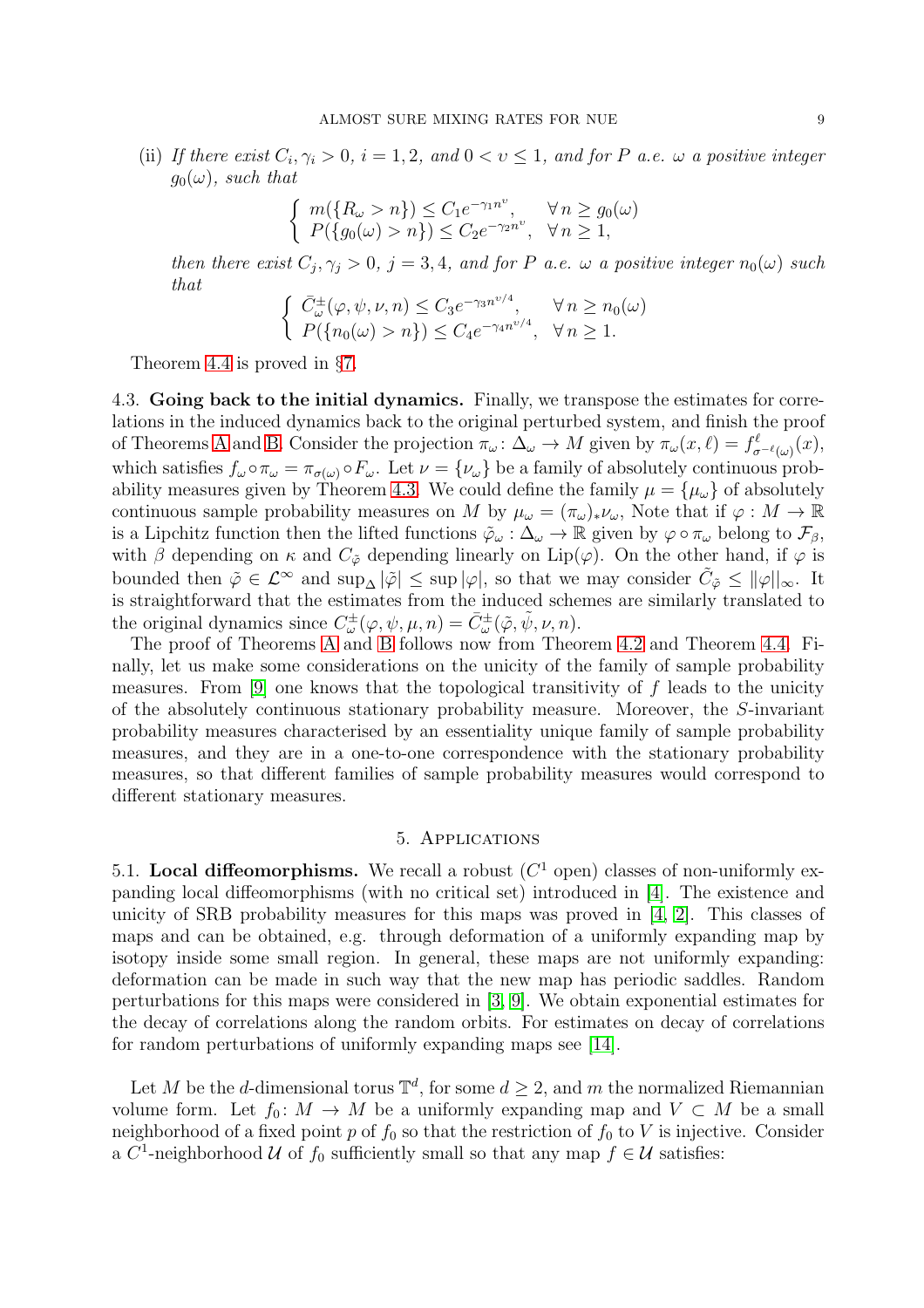(ii) *If there exist $C_i, \gamma_i > 0$, $i = 1, 2$, and $0 < \upsilon \le 1$, and for $P$ a.e. $\omega$ a positive integer $g_0(\omega)$, such that*

$$\begin{cases} m(\{R_\omega > n\}) \le C_1 e^{-\gamma_1 n^\upsilon}, & \forall\, n \ge g_0(\omega) \\ P(\{g_0(\omega) > n\}) \le C_2 e^{-\gamma_2 n^\upsilon}, & \forall\, n \ge 1, \end{cases}$$

*then there exist $C_j, \gamma_j > 0$, $j = 3, 4$, and for $P$ a.e. $\omega$ a positive integer $n_0(\omega)$ such that*

$$\begin{cases} \bar{C}^{\pm}_\omega(\varphi, \psi, \nu, n) \le C_3 e^{-\gamma_3 n^{\upsilon/4}}, & \forall\, n \ge n_0(\omega) \\ P(\{n_0(\omega) > n\}) \le C_4 e^{-\gamma_4 n^{\upsilon/4}}, & \forall\, n \ge 1. \end{cases}$$

Theorem 4.4 is proved in §7.

4.3. **Going back to the initial dynamics.** Finally, we transpose the estimates for correlations in the induced dynamics back to the original perturbed system, and finish the proof of Theorems A and B. Consider the projection $\pi_\omega \colon \Delta_\omega \to M$ given by $\pi_\omega(x, \ell) = f^\ell_{\sigma^{-\ell}(\omega)}(x)$, which satisfies $f_\omega \circ \pi_\omega = \pi_{\sigma(\omega)} \circ F_\omega$. Let $\nu = \{\nu_\omega\}$ be a family of absolutely continuous probability measures given by Theorem 4.3. We could define the family $\mu = \{\mu_\omega\}$ of absolutely continuous sample probability measures on $M$ by $\mu_\omega = (\pi_\omega)_* \nu_\omega$, Note that if $\varphi : M \to \mathbb{R}$ is a Lipchitz function then the lifted functions $\tilde{\varphi}_\omega : \Delta_\omega \to \mathbb{R}$ given by $\varphi \circ \pi_\omega$ belong to $\mathcal{F}_\beta$, with $\beta$ depending on $\kappa$ and $C_{\tilde{\varphi}}$ depending linearly on $\mathrm{Lip}(\varphi)$. On the other hand, if $\varphi$ is bounded then $\tilde{\varphi} \in \mathcal{L}^\infty$ and $\sup_\Delta |\tilde{\varphi}| \le \sup |\varphi|$, so that we may consider $\tilde{C}_{\tilde{\varphi}} \le \|\varphi\|_\infty$. It is straightforward that the estimates from the induced schemes are similarly translated to the original dynamics since $C^{\pm}_\omega(\varphi, \psi, \mu, n) = \bar{C}^{\pm}_\omega(\tilde{\varphi}, \tilde{\psi}, \nu, n)$.

The proof of Theorems A and B follows now from Theorem 4.2 and Theorem 4.4. Finally, let us make some considerations on the unicity of the family of sample probability measures. From [9] one knows that the topological transitivity of $f$ leads to the unicity of the absolutely continuous stationary probability measure. Moreover, the $S$-invariant probability measures characterised by an essentiality unique family of sample probability measures, and they are in a one-to-one correspondence with the stationary probability measures, so that different families of sample probability measures would correspond to different stationary measures.

## 5. Applications

5.1. **Local diffeomorphisms.** We recall a robust ($C^1$ open) classes of non-uniformly expanding local diffeomorphisms (with no critical set) introduced in [4]. The existence and unicity of SRB probability measures for this maps was proved in [4, 2]. This classes of maps and can be obtained, e.g. through deformation of a uniformly expanding map by isotopy inside some small region. In general, these maps are not uniformly expanding: deformation can be made in such way that the new map has periodic saddles. Random perturbations for this maps were considered in [3, 9]. We obtain exponential estimates for the decay of correlations along the random orbits. For estimates on decay of correlations for random perturbations of uniformly expanding maps see [14].

Let $M$ be the $d$-dimensional torus $\mathbb{T}^d$, for some $d \ge 2$, and $m$ the normalized Riemannian volume form. Let $f_0 \colon M \to M$ be a uniformly expanding map and $V \subset M$ be a small neighborhood of a fixed point $p$ of $f_0$ so that the restriction of $f_0$ to $V$ is injective. Consider a $C^1$-neighborhood $\mathcal{U}$ of $f_0$ sufficiently small so that any map $f \in \mathcal{U}$ satisfies: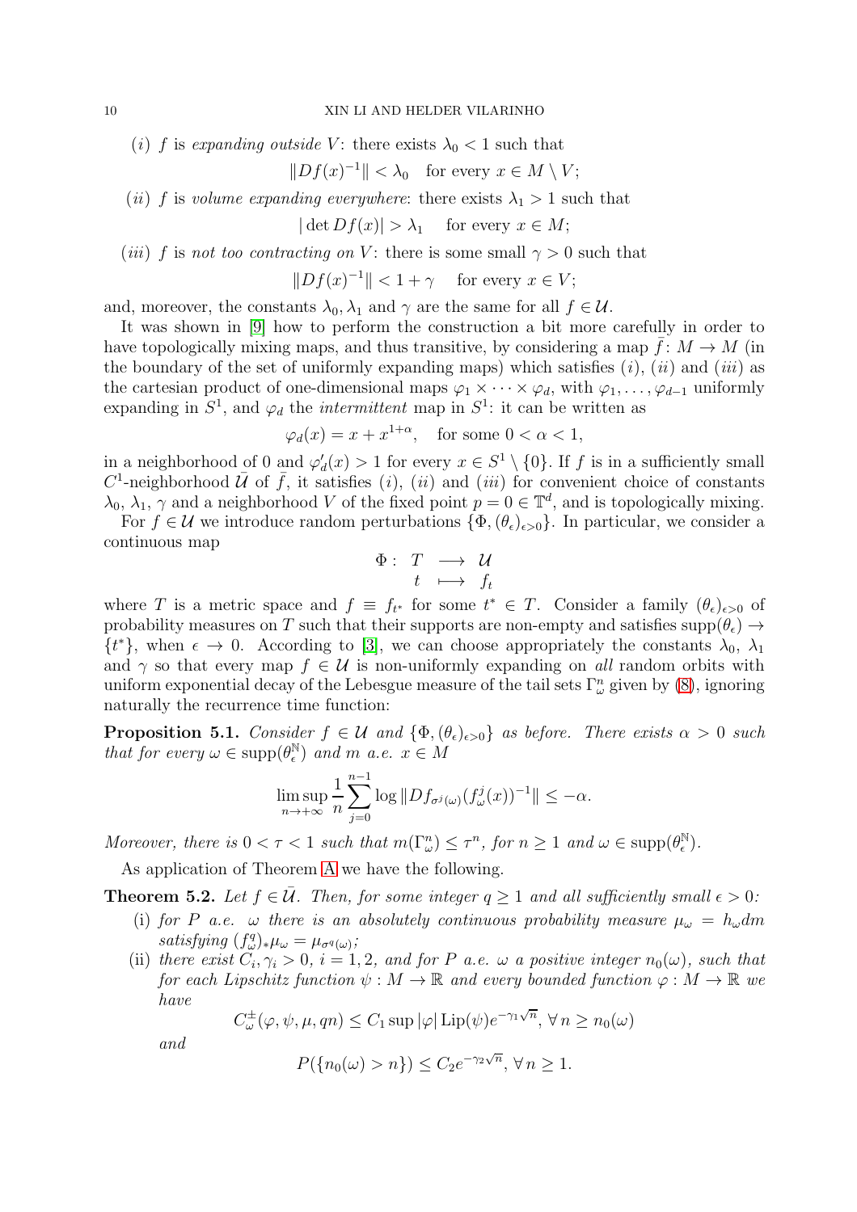($i$) $f$ is *expanding outside* $V$: there exists $\lambda_0 < 1$ such that

$$\|Df(x)^{-1}\| < \lambda_0 \quad \text{for every } x \in M \setminus V;$$

($ii$) $f$ is *volume expanding everywhere*: there exists $\lambda_1 > 1$ such that

$$|\det Df(x)| > \lambda_1 \quad \text{for every } x \in M;$$

($iii$) $f$ is *not too contracting on* $V$: there is some small $\gamma > 0$ such that

$$\|Df(x)^{-1}\| < 1 + \gamma \quad \text{for every } x \in V;$$

and, moreover, the constants $\lambda_0, \lambda_1$ and $\gamma$ are the same for all $f \in \mathcal{U}$.

It was shown in [9] how to perform the construction a bit more carefully in order to have topologically mixing maps, and thus transitive, by considering a map $\bar{f}: M \to M$ (in the boundary of the set of uniformly expanding maps) which satisfies ($i$), ($ii$) and ($iii$) as the cartesian product of one-dimensional maps $\varphi_1 \times \cdots \times \varphi_d$, with $\varphi_1, \ldots, \varphi_{d-1}$ uniformly expanding in $S^1$, and $\varphi_d$ the *intermittent* map in $S^1$: it can be written as

$$\varphi_d(x) = x + x^{1+\alpha}, \quad \text{for some } 0 < \alpha < 1,$$

in a neighborhood of 0 and $\varphi_d'(x) > 1$ for every $x \in S^1 \setminus \{0\}$. If $f$ is in a sufficiently small $C^1$-neighborhood $\bar{\mathcal{U}}$ of $\bar{f}$, it satisfies ($i$), ($ii$) and ($iii$) for convenient choice of constants $\lambda_0$, $\lambda_1$, $\gamma$ and a neighborhood $V$ of the fixed point $p = 0 \in \mathbb{T}^d$, and is topologically mixing.

For $f \in \mathcal{U}$ we introduce random perturbations $\{\Phi, (\theta_\epsilon)_{\epsilon>0}\}$. In particular, we consider a continuous map

$$\begin{array}{rccc} \Phi: & T & \longrightarrow & \mathcal{U} \\ & t & \longmapsto & f_t \end{array}$$

where $T$ is a metric space and $f \equiv f_{t^*}$ for some $t^* \in T$. Consider a family $(\theta_\epsilon)_{\epsilon>0}$ of probability measures on $T$ such that their supports are non-empty and satisfies $\operatorname{supp}(\theta_\epsilon) \to \{t^*\}$, when $\epsilon \to 0$. According to [3], we can choose appropriately the constants $\lambda_0$, $\lambda_1$ and $\gamma$ so that every map $f \in \mathcal{U}$ is non-uniformly expanding on *all* random orbits with uniform exponential decay of the Lebesgue measure of the tail sets $\Gamma_\omega^n$ given by (8), ignoring naturally the recurrence time function:

**Proposition 5.1.** *Consider $f \in \mathcal{U}$ and $\{\Phi, (\theta_\epsilon)_{\epsilon>0}\}$ as before. There exists $\alpha > 0$ such that for every $\omega \in \operatorname{supp}(\theta_\epsilon^{\mathbb{N}})$ and $m$ a.e. $x \in M$*

$$\limsup_{n\to+\infty} \frac{1}{n} \sum_{j=0}^{n-1} \log \|Df_{\sigma^j(\omega)}(f_\omega^j(x))^{-1}\| \leq -\alpha.$$

*Moreover, there is $0 < \tau < 1$ such that $m(\Gamma_\omega^n) \leq \tau^n$, for $n \geq 1$ and $\omega \in \operatorname{supp}(\theta_\epsilon^{\mathbb{N}})$.*

As application of Theorem A we have the following.

**Theorem 5.2.** *Let $f \in \bar{\mathcal{U}}$. Then, for some integer $q \geq 1$ and all sufficiently small $\epsilon > 0$:*

(i) *for $P$ a.e. $\omega$ there is an absolutely continuous probability measure $\mu_\omega = h_\omega dm$ satisfying $(f_\omega^q)_*\mu_\omega = \mu_{\sigma^q(\omega)}$;*

(ii) *there exist $C_i, \gamma_i > 0$, $i = 1, 2$, and for $P$ a.e. $\omega$ a positive integer $n_0(\omega)$, such that for each Lipschitz function $\psi : M \to \mathbb{R}$ and every bounded function $\varphi : M \to \mathbb{R}$ we have*

$$C_\omega^{\pm}(\varphi, \psi, \mu, qn) \leq C_1 \sup|\varphi| \operatorname{Lip}(\psi) e^{-\gamma_1 \sqrt{n}}, \; \forall\, n \geq n_0(\omega)$$

*and*

$$P(\{n_0(\omega) > n\}) \leq C_2 e^{-\gamma_2 \sqrt{n}}, \; \forall\, n \geq 1.$$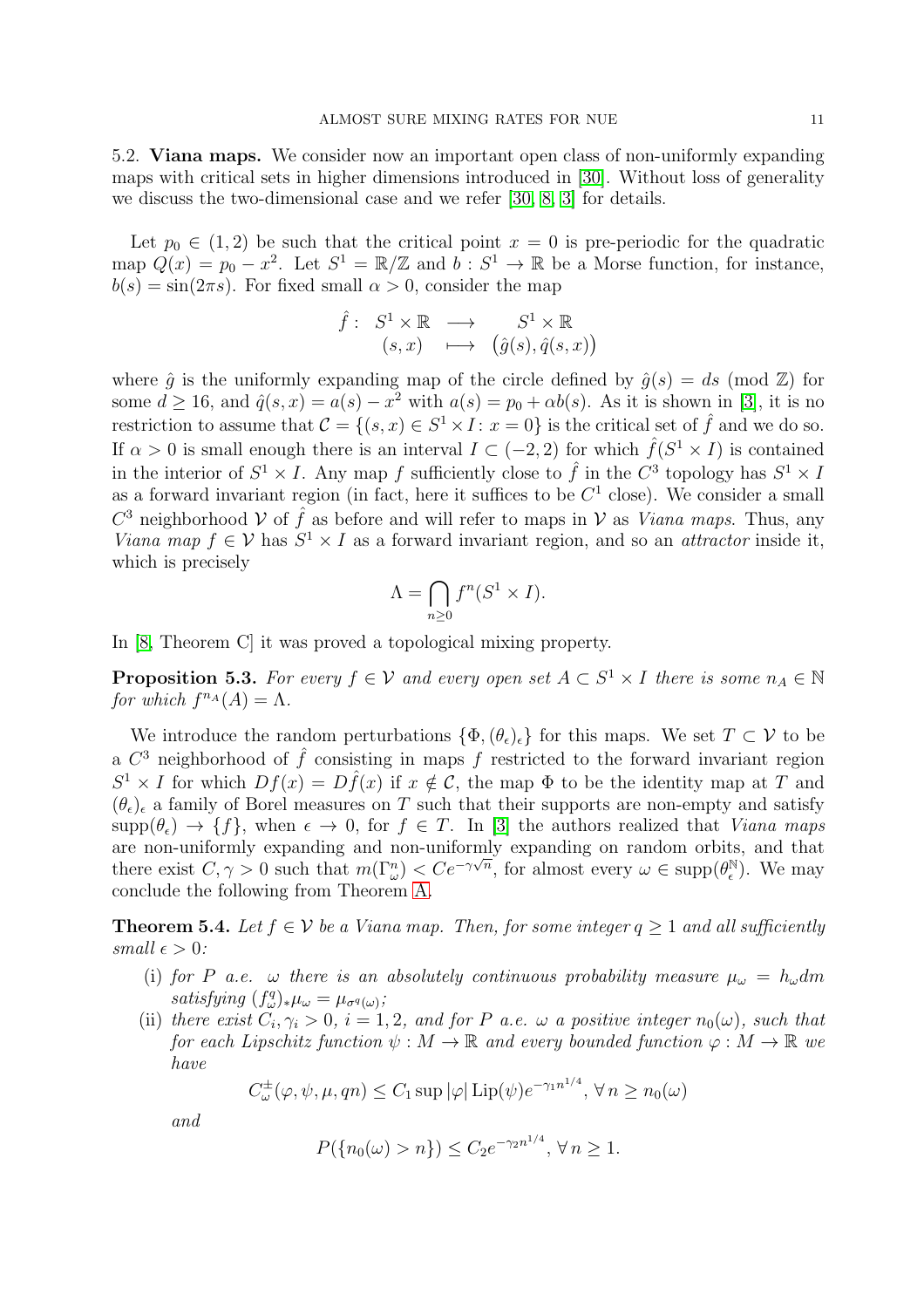5.2. **Viana maps.** We consider now an important open class of non-uniformly expanding maps with critical sets in higher dimensions introduced in [30]. Without loss of generality we discuss the two-dimensional case and we refer [30, 8, 3] for details.

Let $p_0 \in (1,2)$ be such that the critical point $x = 0$ is pre-periodic for the quadratic map $Q(x) = p_0 - x^2$. Let $S^1 = \mathbb{R}/\mathbb{Z}$ and $b : S^1 \to \mathbb{R}$ be a Morse function, for instance, $b(s) = \sin(2\pi s)$. For fixed small $\alpha > 0$, consider the map

$$\begin{array}{rccc} \hat{f}: & S^1 \times \mathbb{R} & \longrightarrow & S^1 \times \mathbb{R} \\ & (s,x) & \longmapsto & \big(\hat{g}(s), \hat{q}(s,x)\big) \end{array}$$

where $\hat{g}$ is the uniformly expanding map of the circle defined by $\hat{g}(s) = ds \pmod{\mathbb{Z}}$ for some $d \geq 16$, and $\hat{q}(s,x) = a(s) - x^2$ with $a(s) = p_0 + \alpha b(s)$. As it is shown in [3], it is no restriction to assume that $\mathcal{C} = \{(s,x) \in S^1 \times I : x = 0\}$ is the critical set of $\hat{f}$ and we do so. If $\alpha > 0$ is small enough there is an interval $I \subset (-2,2)$ for which $\hat{f}(S^1 \times I)$ is contained in the interior of $S^1 \times I$. Any map $f$ sufficiently close to $\hat{f}$ in the $C^3$ topology has $S^1 \times I$ as a forward invariant region (in fact, here it suffices to be $C^1$ close). We consider a small $C^3$ neighborhood $\mathcal{V}$ of $\hat{f}$ as before and will refer to maps in $\mathcal{V}$ as *Viana maps*. Thus, any *Viana map* $f \in \mathcal{V}$ has $S^1 \times I$ as a forward invariant region, and so an *attractor* inside it, which is precisely

$$\Lambda = \bigcap_{n \geq 0} f^n(S^1 \times I).$$

In [8, Theorem C] it was proved a topological mixing property.

**Proposition 5.3.** *For every $f \in \mathcal{V}$ and every open set $A \subset S^1 \times I$ there is some $n_A \in \mathbb{N}$ for which $f^{n_A}(A) = \Lambda$.*

We introduce the random perturbations $\{\Phi, (\theta_\epsilon)_\epsilon\}$ for this maps. We set $T \subset \mathcal{V}$ to be a $C^3$ neighborhood of $\hat{f}$ consisting in maps $f$ restricted to the forward invariant region $S^1 \times I$ for which $Df(x) = D\hat{f}(x)$ if $x \notin \mathcal{C}$, the map $\Phi$ to be the identity map at $T$ and $(\theta_\epsilon)_\epsilon$ a family of Borel measures on $T$ such that their supports are non-empty and satisfy $\mathrm{supp}(\theta_\epsilon) \to \{f\}$, when $\epsilon \to 0$, for $f \in T$. In [3] the authors realized that *Viana maps* are non-uniformly expanding and non-uniformly expanding on random orbits, and that there exist $C, \gamma > 0$ such that $m(\Gamma_\omega^n) < Ce^{-\gamma\sqrt{n}}$, for almost every $\omega \in \mathrm{supp}(\theta_\epsilon^{\mathbb{N}})$. We may conclude the following from Theorem A.

**Theorem 5.4.** *Let $f \in \mathcal{V}$ be a Viana map. Then, for some integer $q \geq 1$ and all sufficiently small $\epsilon > 0$:*

- (i) *for $P$ a.e. $\omega$ there is an absolutely continuous probability measure $\mu_\omega = h_\omega dm$ satisfying $(f_\omega^q)_*\mu_\omega = \mu_{\sigma^q(\omega)}$;*
- (ii) *there exist $C_i, \gamma_i > 0$, $i = 1, 2$, and for $P$ a.e. $\omega$ a positive integer $n_0(\omega)$, such that for each Lipschitz function $\psi : M \to \mathbb{R}$ and every bounded function $\varphi : M \to \mathbb{R}$ we have*

$$C_\omega^{\pm}(\varphi, \psi, \mu, qn) \leq C_1 \sup|\varphi| \, \mathrm{Lip}(\psi) e^{-\gamma_1 n^{1/4}}, \; \forall\, n \geq n_0(\omega)$$

*and*

$$P(\{n_0(\omega) > n\}) \leq C_2 e^{-\gamma_2 n^{1/4}}, \; \forall\, n \geq 1.$$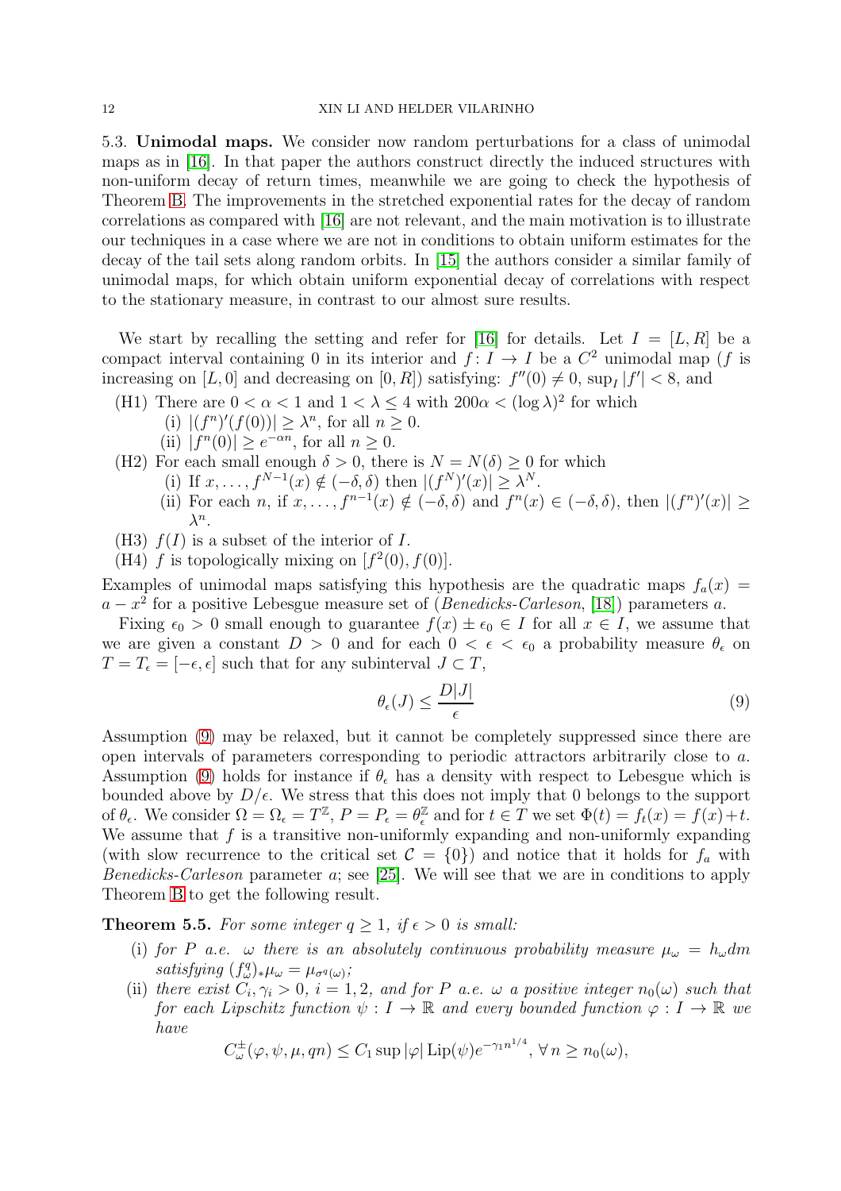### 5.3. Unimodal maps.

We consider now random perturbations for a class of unimodal maps as in [16]. In that paper the authors construct directly the induced structures with non-uniform decay of return times, meanwhile we are going to check the hypothesis of Theorem B. The improvements in the stretched exponential rates for the decay of random correlations as compared with [16] are not relevant, and the main motivation is to illustrate our techniques in a case where we are not in conditions to obtain uniform estimates for the decay of the tail sets along random orbits. In [15] the authors consider a similar family of unimodal maps, for which obtain uniform exponential decay of correlations with respect to the stationary measure, in contrast to our almost sure results.

We start by recalling the setting and refer for [16] for details. Let $I = [L, R]$ be a compact interval containing 0 in its interior and $f : I \to I$ be a $C^2$ unimodal map ($f$ is increasing on $[L, 0]$ and decreasing on $[0, R]$) satisfying: $f''(0) \neq 0$, $\sup_I |f'| < 8$, and

- (H1) There are $0 < \alpha < 1$ and $1 < \lambda \leq 4$ with $200\alpha < (\log \lambda)^2$ for which
  - (i) $|(f^n)'(f(0))| \geq \lambda^n$, for all $n \geq 0$.
  - (ii) $|f^n(0)| \geq e^{-\alpha n}$, for all $n \geq 0$.
- (H2) For each small enough $\delta > 0$, there is $N = N(\delta) \geq 0$ for which
  - (i) If $x, \dots, f^{N-1}(x) \notin (-\delta, \delta)$ then $|(f^N)'(x)| \geq \lambda^N$.
  - (ii) For each $n$, if $x, \dots, f^{n-1}(x) \notin (-\delta, \delta)$ and $f^n(x) \in (-\delta, \delta)$, then $|(f^n)'(x)| \geq \lambda^n$.
- (H3) $f(I)$ is a subset of the interior of $I$.
- (H4) $f$ is topologically mixing on $[f^2(0), f(0)]$.

Examples of unimodal maps satisfying this hypothesis are the quadratic maps $f_a(x) = a - x^2$ for a positive Lebesgue measure set of (*Benedicks-Carleson*, [18]) parameters $a$.

Fixing $\epsilon_0 > 0$ small enough to guarantee $f(x) \pm \epsilon_0 \in I$ for all $x \in I$, we assume that we are given a constant $D > 0$ and for each $0 < \epsilon < \epsilon_0$ a probability measure $\theta_\epsilon$ on $T = T_\epsilon = [-\epsilon, \epsilon]$ such that for any subinterval $J \subset T$,

$$\theta_\epsilon(J) \leq \frac{D|J|}{\epsilon} \tag{9}$$

Assumption (9) may be relaxed, but it cannot be completely suppressed since there are open intervals of parameters corresponding to periodic attractors arbitrarily close to $a$. Assumption (9) holds for instance if $\theta_\epsilon$ has a density with respect to Lebesgue which is bounded above by $D/\epsilon$. We stress that this does not imply that 0 belongs to the support of $\theta_\epsilon$. We consider $\Omega = \Omega_\epsilon = T^{\mathbb{Z}}$, $P = P_\epsilon = \theta_\epsilon^{\mathbb{Z}}$ and for $t \in T$ we set $\Phi(t) = f_t(x) = f(x) + t$. We assume that $f$ is a transitive non-uniformly expanding and non-uniformly expanding (with slow recurrence to the critical set $\mathcal{C} = \{0\}$) and notice that it holds for $f_a$ with *Benedicks-Carleson* parameter $a$; see [25]. We will see that we are in conditions to apply Theorem B to get the following result.

**Theorem 5.5.** *For some integer $q \geq 1$, if $\epsilon > 0$ is small:*

- (i) *for $P$ a.e. $\omega$ there is an absolutely continuous probability measure $\mu_\omega = h_\omega dm$ satisfying $(f^q_\omega)_* \mu_\omega = \mu_{\sigma^q(\omega)}$;*
- (ii) *there exist $C_i, \gamma_i > 0$, $i = 1, 2$, and for $P$ a.e. $\omega$ a positive integer $n_0(\omega)$ such that for each Lipschitz function $\psi : I \to \mathbb{R}$ and every bounded function $\varphi : I \to \mathbb{R}$ we have*

$$C^{\pm}_\omega(\varphi, \psi, \mu, qn) \leq C_1 \sup |\varphi| \operatorname{Lip}(\psi) e^{-\gamma_1 n^{1/4}}, \, \forall\, n \geq n_0(\omega),$$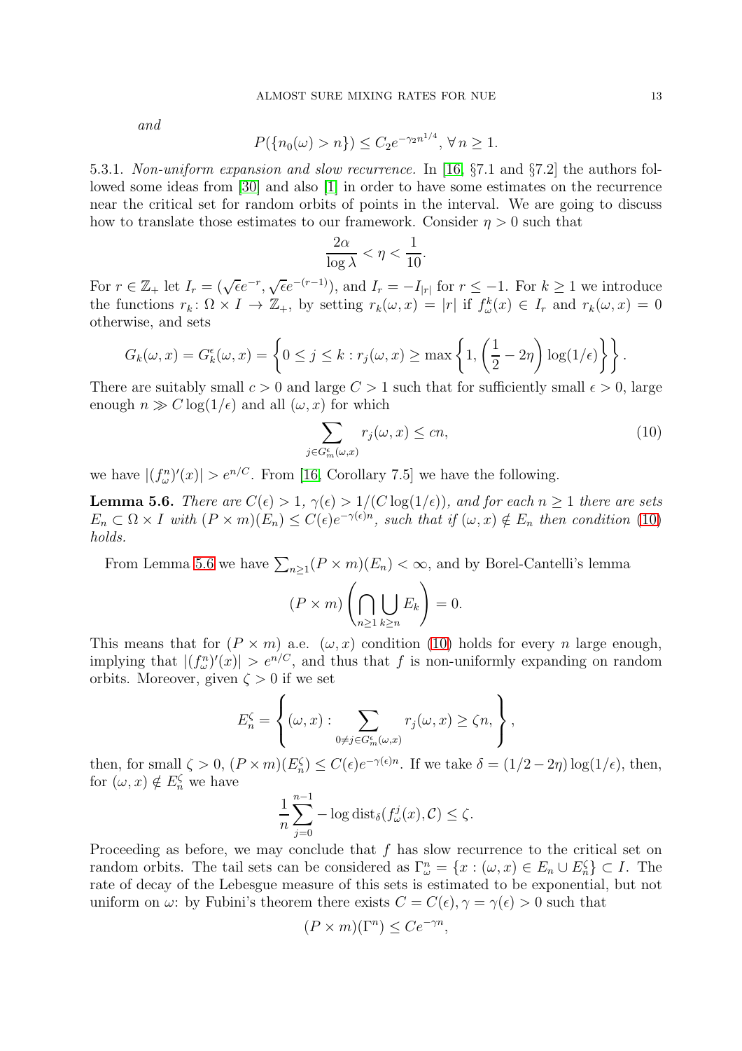*and*

$$P(\{n_0(\omega) > n\}) \leq C_2 e^{-\gamma_2 n^{1/4}}, \, \forall \, n \geq 1.$$

5.3.1. *Non-uniform expansion and slow recurrence.* In [16, §7.1 and §7.2] the authors followed some ideas from [30] and also [1] in order to have some estimates on the recurrence near the critical set for random orbits of points in the interval. We are going to discuss how to translate those estimates to our framework. Consider $\eta > 0$ such that

$$\frac{2\alpha}{\log \lambda} < \eta < \frac{1}{10}.$$

For $r \in \mathbb{Z}_+$ let $I_r = (\sqrt{\epsilon} e^{-r}, \sqrt{\epsilon} e^{-(r-1)})$, and $I_r = -I_{|r|}$ for $r \leq -1$. For $k \geq 1$ we introduce the functions $r_k \colon \Omega \times I \to \mathbb{Z}_+$, by setting $r_k(\omega, x) = |r|$ if $f^k_\omega(x) \in I_r$ and $r_k(\omega, x) = 0$ otherwise, and sets

$$G_k(\omega, x) = G^\epsilon_k(\omega, x) = \left\{ 0 \leq j \leq k : r_j(\omega, x) \geq \max \left\{ 1, \left( \frac{1}{2} - 2\eta \right) \log(1/\epsilon) \right\} \right\}.$$

There are suitably small $c > 0$ and large $C > 1$ such that for sufficiently small $\epsilon > 0$, large enough $n \gg C \log(1/\epsilon)$ and all $(\omega, x)$ for which

$$\sum_{j \in G^\epsilon_m(\omega, x)} r_j(\omega, x) \leq cn, \tag{10}$$

we have $|(f^n_\omega)'(x)| > e^{n/C}$. From [16, Corollary 7.5] we have the following.

**Lemma 5.6.** *There are $C(\epsilon) > 1$, $\gamma(\epsilon) > 1/(C \log(1/\epsilon))$, and for each $n \geq 1$ there are sets $E_n \subset \Omega \times I$ with $(P \times m)(E_n) \leq C(\epsilon) e^{-\gamma(\epsilon) n}$, such that if $(\omega, x) \notin E_n$ then condition (10) holds.*

From Lemma 5.6 we have $\sum_{n \geq 1} (P \times m)(E_n) < \infty$, and by Borel-Cantelli's lemma

$$(P \times m) \left( \bigcap_{n \geq 1} \bigcup_{k \geq n} E_k \right) = 0.$$

This means that for $(P \times m)$ a.e. $(\omega, x)$ condition (10) holds for every $n$ large enough, implying that $|(f^n_\omega)'(x)| > e^{n/C}$, and thus that $f$ is non-uniformly expanding on random orbits. Moreover, given $\zeta > 0$ if we set

$$E^\zeta_n = \left\{ (\omega, x) : \sum_{0 \neq j \in G^\epsilon_m(\omega, x)} r_j(\omega, x) \geq \zeta n, \right\},$$

then, for small $\zeta > 0$, $(P \times m)(E^\zeta_n) \leq C(\epsilon) e^{-\gamma(\epsilon) n}$. If we take $\delta = (1/2 - 2\eta) \log(1/\epsilon)$, then, for $(\omega, x) \notin E^\zeta_n$ we have

$$\frac{1}{n} \sum_{j=0}^{n-1} - \log \operatorname{dist}_\delta(f^j_\omega(x), \mathcal{C}) \leq \zeta.$$

Proceeding as before, we may conclude that $f$ has slow recurrence to the critical set on random orbits. The tail sets can be considered as $\Gamma^n_\omega = \{x : (\omega, x) \in E_n \cup E^\zeta_n\} \subset I$. The rate of decay of the Lebesgue measure of this sets is estimated to be exponential, but not uniform on $\omega$: by Fubini's theorem there exists $C = C(\epsilon), \gamma = \gamma(\epsilon) > 0$ such that

$$(P \times m)(\Gamma^n) \leq C e^{-\gamma n},$$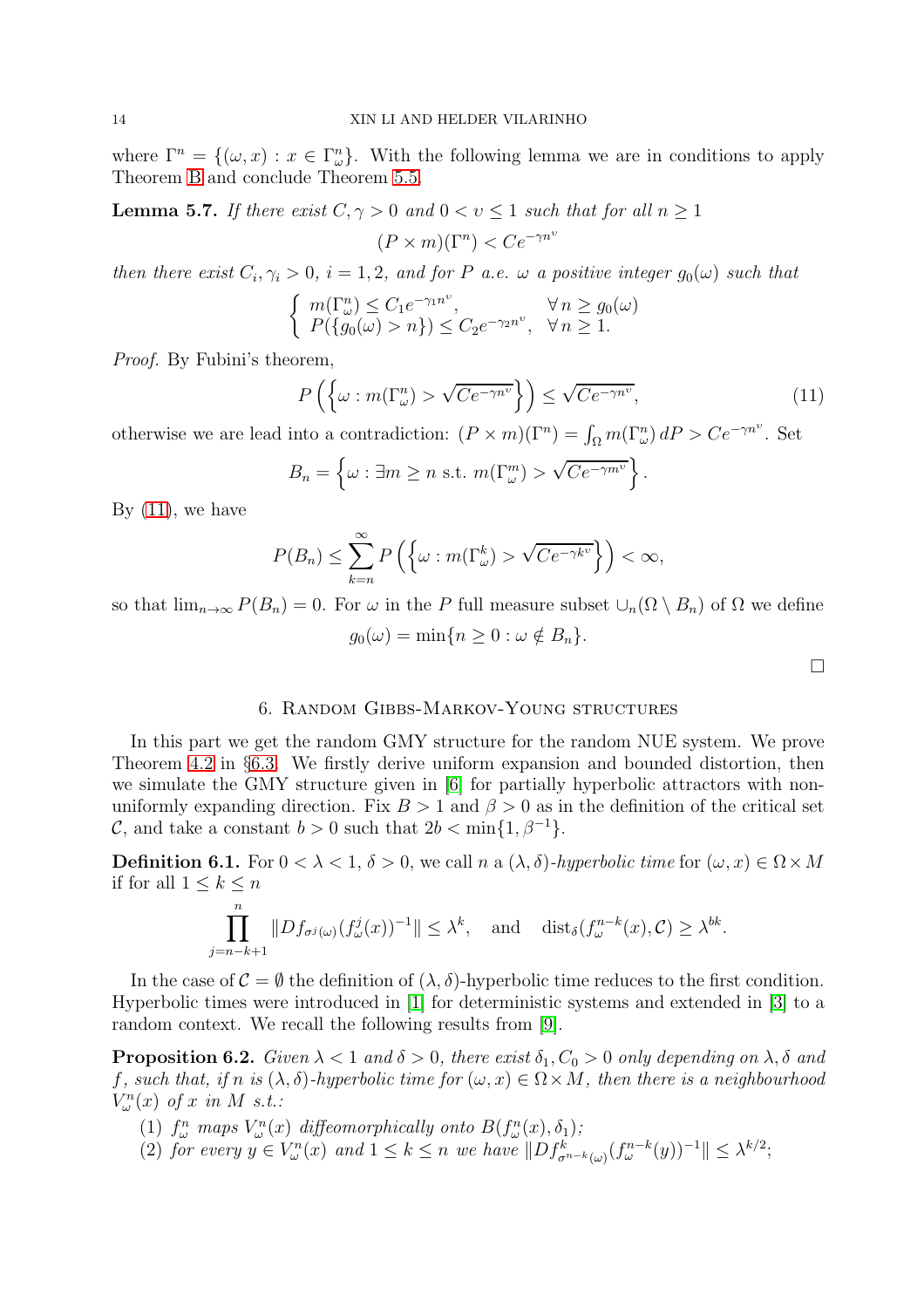where $\Gamma^n = \{(\omega, x) : x \in \Gamma^n_\omega\}$. With the following lemma we are in conditions to apply Theorem B and conclude Theorem 5.5.

**Lemma 5.7.** *If there exist $C, \gamma > 0$ and $0 < \upsilon \le 1$ such that for all $n \ge 1$*

$$(P \times m)(\Gamma^n) < Ce^{-\gamma n^\upsilon}$$

*then there exist $C_i, \gamma_i > 0$, $i = 1, 2$, and for $P$ a.e. $\omega$ a positive integer $g_0(\omega)$ such that*

$$\begin{cases} m(\Gamma^n_\omega) \le C_1 e^{-\gamma_1 n^\upsilon}, & \forall\, n \ge g_0(\omega) \\ P(\{g_0(\omega) > n\}) \le C_2 e^{-\gamma_2 n^\upsilon}, & \forall\, n \ge 1. \end{cases}$$

*Proof.* By Fubini's theorem,

$$P\left(\left\{\omega : m(\Gamma^n_\omega) > \sqrt{Ce^{-\gamma n^\upsilon}}\right\}\right) \le \sqrt{Ce^{-\gamma n^\upsilon}}, \tag{11}$$

otherwise we are lead into a contradiction: $(P \times m)(\Gamma^n) = \int_\Omega m(\Gamma^n_\omega)\, dP > Ce^{-\gamma n^\upsilon}$. Set

$$B_n = \left\{\omega : \exists m \ge n \text{ s.t. } m(\Gamma^m_\omega) > \sqrt{Ce^{-\gamma m^\upsilon}}\right\}.$$

By (11), we have

$$P(B_n) \le \sum_{k=n}^{\infty} P\left(\left\{\omega : m(\Gamma^k_\omega) > \sqrt{Ce^{-\gamma k^\upsilon}}\right\}\right) < \infty,$$

so that $\lim_{n\to\infty} P(B_n) = 0$. For $\omega$ in the $P$ full measure subset $\cup_n(\Omega \setminus B_n)$ of $\Omega$ we define

$$g_0(\omega) = \min\{n \ge 0 : \omega \notin B_n\}.$$

□

## 6. Random Gibbs-Markov-Young structures

In this part we get the random GMY structure for the random NUE system. We prove Theorem 4.2 in §6.3. We firstly derive uniform expansion and bounded distortion, then we simulate the GMY structure given in [6] for partially hyperbolic attractors with non-uniformly expanding direction. Fix $B > 1$ and $\beta > 0$ as in the definition of the critical set $\mathcal{C}$, and take a constant $b > 0$ such that $2b < \min\{1, \beta^{-1}\}$.

**Definition 6.1.** For $0 < \lambda < 1$, $\delta > 0$, we call $n$ a $(\lambda, \delta)$-*hyperbolic time* for $(\omega, x) \in \Omega \times M$ if for all $1 \le k \le n$

$$\prod_{j=n-k+1}^{n} \|Df_{\sigma^j(\omega)}(f^j_\omega(x))^{-1}\| \le \lambda^k, \quad \text{and} \quad \mathrm{dist}_\delta(f^{n-k}_\omega(x), \mathcal{C}) \ge \lambda^{bk}.$$

In the case of $\mathcal{C} = \emptyset$ the definition of $(\lambda, \delta)$-hyperbolic time reduces to the first condition. Hyperbolic times were introduced in [1] for deterministic systems and extended in [3] to a random context. We recall the following results from [9].

**Proposition 6.2.** *Given $\lambda < 1$ and $\delta > 0$, there exist $\delta_1, C_0 > 0$ only depending on $\lambda, \delta$ and $f$, such that, if $n$ is $(\lambda, \delta)$-hyperbolic time for $(\omega, x) \in \Omega \times M$, then there is a neighbourhood $V^n_\omega(x)$ of $x$ in $M$ s.t.:*

1. *$f^n_\omega$ maps $V^n_\omega(x)$ diffeomorphically onto $B(f^n_\omega(x), \delta_1)$;*
2. *for every $y \in V^n_\omega(x)$ and $1 \le k \le n$ we have $\|Df^k_{\sigma^{n-k}(\omega)}(f^{n-k}_\omega(y))^{-1}\| \le \lambda^{k/2}$;*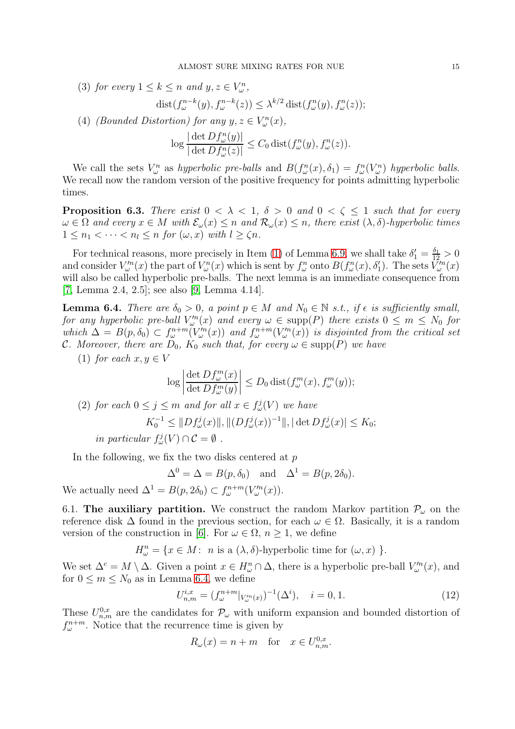(3) *for every* $1 \le k \le n$ *and* $y, z \in V^n_\omega$,

$$\operatorname{dist}(f^{n-k}_\omega(y), f^{n-k}_\omega(z)) \le \lambda^{k/2} \operatorname{dist}(f^n_\omega(y), f^n_\omega(z));$$

(4) *(Bounded Distortion) for any* $y, z \in V^n_\omega(x)$,

$$\log \frac{|\det Df^n_\omega(y)|}{|\det Df^n_\omega(z)|} \le C_0 \operatorname{dist}(f^n_\omega(y), f^n_\omega(z)).$$

We call the sets $V^n_\omega$ as *hyperbolic pre-balls* and $B(f^n_\omega(x), \delta_1) = f^n_\omega(V^n_\omega)$ *hyperbolic balls*. We recall now the random version of the positive frequency for points admitting hyperbolic times.

**Proposition 6.3.** *There exist* $0 < \lambda < 1$, $\delta > 0$ *and* $0 < \zeta \le 1$ *such that for every* $\omega \in \Omega$ *and every* $x \in M$ *with* $\mathcal{E}_\omega(x) \le n$ *and* $\mathcal{R}_\omega(x) \le n$, *there exist* $(\lambda, \delta)$*-hyperbolic times* $1 \le n_1 < \cdots < n_l \le n$ *for* $(\omega, x)$ *with* $l \ge \zeta n$.

For technical reasons, more precisely in Item (1) of Lemma 6.9, we shall take $\delta_1' = \frac{\delta_1}{12} > 0$ and consider $V'^n_\omega(x)$ the part of $V^n_\omega(x)$ which is sent by $f^n_\omega$ onto $B(f^n_\omega(x), \delta_1')$. The sets $V'^n_\omega(x)$ will also be called hyperbolic pre-balls. The next lemma is an immediate consequence from [7, Lemma 2.4, 2.5]; see also [9, Lemma 4.14].

**Lemma 6.4.** *There are* $\delta_0 > 0$, *a point* $p \in M$ *and* $N_0 \in \mathbb{N}$ *s.t., if* $\epsilon$ *is sufficiently small, for any hyperbolic pre-ball* $V'^n_\omega(x)$ *and every* $\omega \in \operatorname{supp}(P)$ *there exists* $0 \le m \le N_0$ *for which* $\Delta = B(p, \delta_0) \subset f^{n+m}_\omega(V'^n_\omega(x))$ *and* $f^{n+m}_\omega(V'^n_\omega(x))$ *is disjointed from the critical set* $\mathcal{C}$. *Moreover, there are* $D_0$, $K_0$ *such that, for every* $\omega \in \operatorname{supp}(P)$ *we have*

(1) *for each* $x, y \in V$

$$\log \left| \frac{\det Df^m_\omega(x)}{\det Df^m_\omega(y)} \right| \le D_0 \operatorname{dist}(f^m_\omega(x), f^m_\omega(y));$$

(2) *for each* $0 \le j \le m$ *and for all* $x \in f^j_\omega(V)$ *we have*

$$K_0^{-1} \le \|Df^j_\omega(x)\|, \|(Df^j_\omega(x))^{-1}\|, |\det Df^j_\omega(x)| \le K_0;$$

*in particular* $f^j_\omega(V) \cap \mathcal{C} = \emptyset$ .

In the following, we fix the two disks centered at $p$

$$\Delta^0 = \Delta = B(p, \delta_0) \quad \text{and} \quad \Delta^1 = B(p, 2\delta_0).$$

We actually need $\Delta^1 = B(p, 2\delta_0) \subset f^{n+m}_\omega(V'^n_\omega(x))$.

6.1. **The auxiliary partition.** We construct the random Markov partition $\mathcal{P}_\omega$ on the reference disk $\Delta$ found in the previous section, for each $\omega \in \Omega$. Basically, it is a random version of the construction in [6]. For $\omega \in \Omega$, $n \ge 1$, we define

$$H^n_\omega = \{x \in M\colon\ n \text{ is a } (\lambda, \delta)\text{-hyperbolic time for } (\omega, x)\ \}.$$

We set $\Delta^c = M \setminus \Delta$. Given a point $x \in H^n_\omega \cap \Delta$, there is a hyperbolic pre-ball $V'^n_\omega(x)$, and for $0 \le m \le N_0$ as in Lemma 6.4, we define

$$U^{i,x}_{n,m} = (f^{n+m}_\omega|_{V'^n_\omega(x)})^{-1}(\Delta^i), \quad i = 0, 1. \tag{12}$$

These $U^{0,x}_{n,m}$ are the candidates for $\mathcal{P}_\omega$ with uniform expansion and bounded distortion of $f^{n+m}_\omega$. Notice that the recurrence time is given by

$$R_\omega(x) = n + m \quad \text{for} \quad x \in U^{0,x}_{n,m}.$$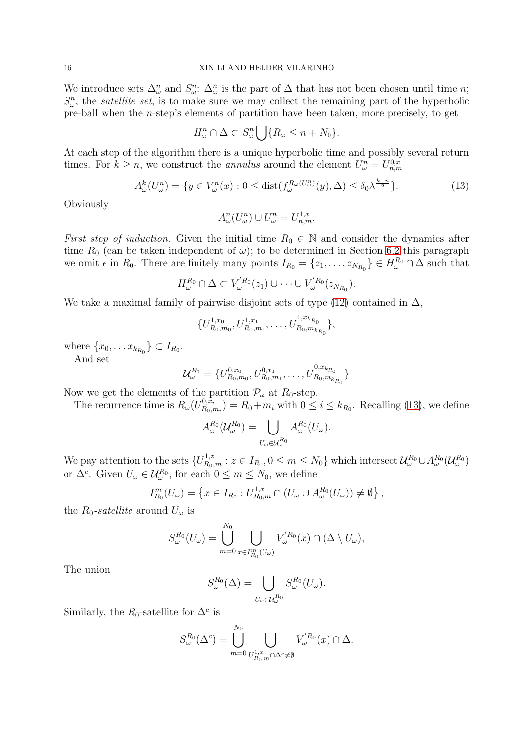We introduce sets $\Delta_\omega^n$ and $S_\omega^n$: $\Delta_\omega^n$ is the part of $\Delta$ that has not been chosen until time $n$; $S_\omega^n$, the *satellite set*, is to make sure we may collect the remaining part of the hyperbolic pre-ball when the $n$-step's elements of partition have been taken, more precisely, to get

$$H_\omega^n \cap \Delta \subset S_\omega^n \bigcup \{R_\omega \leq n + N_0\}.$$

At each step of the algorithm there is a unique hyperbolic time and possibly several return times. For $k \geq n$, we construct the *annulus* around the element $U_\omega^n = U_{n,m}^{0,x}$

$$A_\omega^k(U_\omega^n) = \{y \in V_\omega^n(x) : 0 \leq \operatorname{dist}(f_\omega^{R_\omega(U_\omega^n)}(y), \Delta) \leq \delta_0 \lambda^{\frac{k-n}{2}}\}. \tag{13}$$

Obviously

$$A_\omega^n(U_\omega^n) \cup U_\omega^n = U_{n,m}^{1,x}.$$

*First step of induction.* Given the initial time $R_0 \in \mathbb{N}$ and consider the dynamics after time $R_0$ (can be taken independent of $\omega$); to be determined in Section 6.2 this paragraph we omit $\epsilon$ in $R_0$. There are finitely many points $I_{R_0} = \{z_1, \ldots, z_{N_{R_0}}\} \in H_\omega^{R_0} \cap \Delta$ such that

$$H_\omega^{R_0} \cap \Delta \subset V_\omega^{'R_0}(z_1) \cup \cdots \cup V_\omega^{'R_0}(z_{N_{R_0}}).$$

We take a maximal family of pairwise disjoint sets of type (12) contained in $\Delta$,

$$\{U_{R_0,m_0}^{1,x_0}, U_{R_0,m_1}^{1,x_1}, \ldots, U_{R_0,m_{k_{R_0}}}^{1,x_{k_{R_0}}}\},$$

where $\{x_0, \ldots x_{k_{R_0}}\} \subset I_{R_0}$.

And set

$$\mathcal{U}_\omega^{R_0} = \{U_{R_0,m_0}^{0,x_0}, U_{R_0,m_1}^{0,x_1}, \ldots, U_{R_0,m_{k_{R_0}}}^{0,x_{k_{R_0}}}\}$$

Now we get the elements of the partition $\mathcal{P}_\omega$ at $R_0$-step.

The recurrence time is $R_\omega(U_{R_0,m_i}^{0,x_i}) = R_0 + m_i$ with $0 \leq i \leq k_{R_0}$. Recalling (13), we define

$$A_\omega^{R_0}(\mathcal{U}_\omega^{R_0}) = \bigcup_{U_\omega \in \mathcal{U}_\omega^{R_0}} A_\omega^{R_0}(U_\omega).$$

We pay attention to the sets $\{U_{R_0,m}^{1,z} : z \in I_{R_0}, 0 \leq m \leq N_0\}$ which intersect $\mathcal{U}_\omega^{R_0} \cup A_\omega^{R_0}(\mathcal{U}_\omega^{R_0})$ or $\Delta^c$. Given $U_\omega \in \mathcal{U}_\omega^{R_0}$, for each $0 \leq m \leq N_0$, we define

$$I_{R_0}^m(U_\omega) = \left\{x \in I_{R_0} : U_{R_0,m}^{1,x} \cap (U_\omega \cup A_\omega^{R_0}(U_\omega)) \neq \emptyset\right\},$$

the $R_0$-*satellite* around $U_\omega$ is

$$S_\omega^{R_0}(U_\omega) = \bigcup_{m=0}^{N_0} \bigcup_{x \in I_{R_0}^m(U_\omega)} V_\omega^{'R_0}(x) \cap (\Delta \setminus U_\omega),$$

The union

$$S_\omega^{R_0}(\Delta) = \bigcup_{U_\omega \in \mathcal{U}_\omega^{R_0}} S_\omega^{R_0}(U_\omega).$$

Similarly, the $R_0$-satellite for $\Delta^c$ is

$$S_\omega^{R_0}(\Delta^c) = \bigcup_{m=0}^{N_0} \bigcup_{U_{R_0,m}^{1,x} \cap \Delta^c \neq \emptyset} V_\omega^{'R_0}(x) \cap \Delta.$$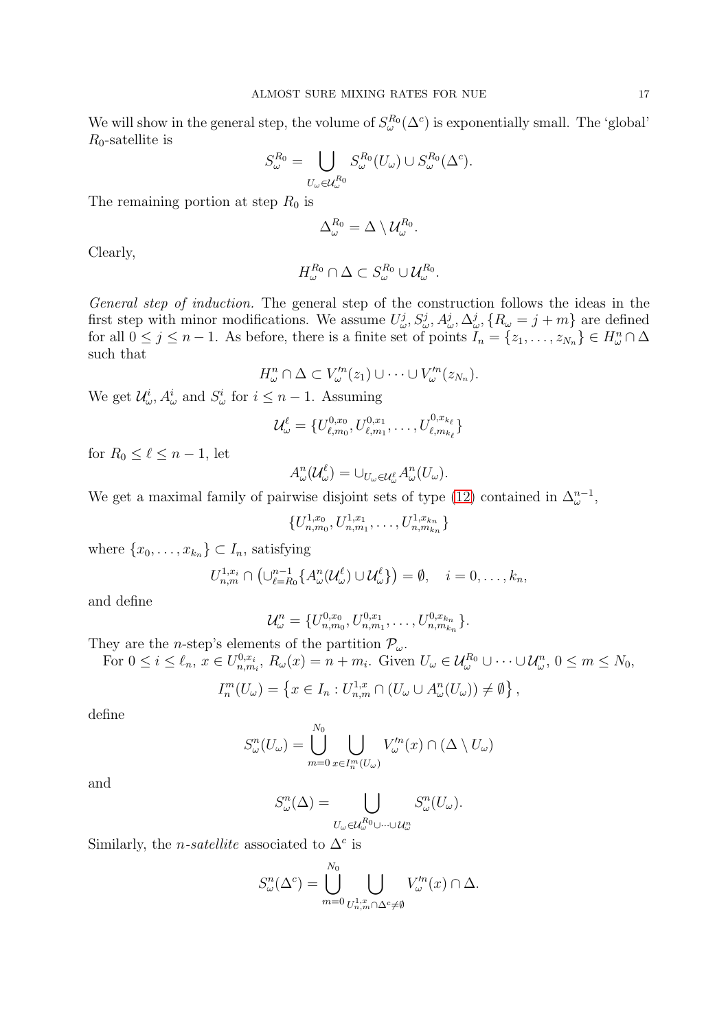We will show in the general step, the volume of $S^{R_0}_\omega(\Delta^c)$ is exponentially small. The 'global' $R_0$-satellite is

$$S^{R_0}_\omega = \bigcup_{U_\omega \in \mathcal{U}^{R_0}_\omega} S^{R_0}_\omega(U_\omega) \cup S^{R_0}_\omega(\Delta^c).$$

The remaining portion at step $R_0$ is

$$\Delta^{R_0}_\omega = \Delta \setminus \mathcal{U}^{R_0}_\omega.$$

Clearly,

$$H^{R_0}_\omega \cap \Delta \subset S^{R_0}_\omega \cup \mathcal{U}^{R_0}_\omega.$$

*General step of induction.* The general step of the construction follows the ideas in the first step with minor modifications. We assume $U^j_\omega, S^j_\omega, A^j_\omega, \Delta^j_\omega, \{R_\omega = j+m\}$ are defined for all $0 \le j \le n-1$. As before, there is a finite set of points $I_n = \{z_1, \ldots, z_{N_n}\} \in H^n_\omega \cap \Delta$ such that

$$H^n_\omega \cap \Delta \subset V'^n_\omega(z_1) \cup \cdots \cup V'^n_\omega(z_{N_n}).$$

We get $\mathcal{U}^i_\omega$, $A^i_\omega$ and $S^i_\omega$ for $i \le n-1$. Assuming

$$\mathcal{U}^\ell_\omega = \{U^{0,x_0}_{\ell,m_0}, U^{0,x_1}_{\ell,m_1}, \ldots, U^{0,x_{k_\ell}}_{\ell,m_{k_\ell}}\}$$

for $R_0 \le \ell \le n-1$, let

$$A^n_\omega(\mathcal{U}^\ell_\omega) = \cup_{U_\omega \in \mathcal{U}^\ell_\omega} A^n_\omega(U_\omega).$$

We get a maximal family of pairwise disjoint sets of type (12) contained in $\Delta^{n-1}_\omega$,

$$\{U^{1,x_0}_{n,m_0}, U^{1,x_1}_{n,m_1}, \ldots, U^{1,x_{k_n}}_{n,m_{k_n}}\}$$

where $\{x_0, \ldots, x_{k_n}\} \subset I_n$, satisfying

$$U^{1,x_i}_{n,m} \cap \left(\cup_{\ell=R_0}^{n-1} \{A^n_\omega(\mathcal{U}^\ell_\omega) \cup \mathcal{U}^\ell_\omega\}\right) = \emptyset, \quad i = 0, \ldots, k_n,$$

and define

$$\mathcal{U}^n_\omega = \{U^{0,x_0}_{n,m_0}, U^{0,x_1}_{n,m_1}, \ldots, U^{0,x_{k_n}}_{n,m_{k_n}}\}.$$

They are the $n$-step's elements of the partition $\mathcal{P}_\omega$.

For $0 \le i \le \ell_n$, $x \in U^{0,x_i}_{n,m_i}$, $R_\omega(x) = n + m_i$. Given $U_\omega \in \mathcal{U}^{R_0}_\omega \cup \cdots \cup \mathcal{U}^n_\omega$, $0 \le m \le N_0$,

$$I^m_n(U_\omega) = \left\{x \in I_n : U^{1,x}_{n,m} \cap (U_\omega \cup A^n_\omega(U_\omega)) \neq \emptyset\right\},$$

define

$$S^n_\omega(U_\omega) = \bigcup_{m=0}^{N_0} \bigcup_{x \in I^m_n(U_\omega)} V'^n_\omega(x) \cap (\Delta \setminus U_\omega)$$

and

$$S^n_\omega(\Delta) = \bigcup_{U_\omega \in \mathcal{U}^{R_0}_\omega \cup \cdots \cup \mathcal{U}^n_\omega} S^n_\omega(U_\omega).$$

Similarly, the *$n$-satellite* associated to $\Delta^c$ is

$$S^n_\omega(\Delta^c) = \bigcup_{m=0}^{N_0} \bigcup_{U^{1,x}_{n,m} \cap \Delta^c \neq \emptyset} V'^n_\omega(x) \cap \Delta.$$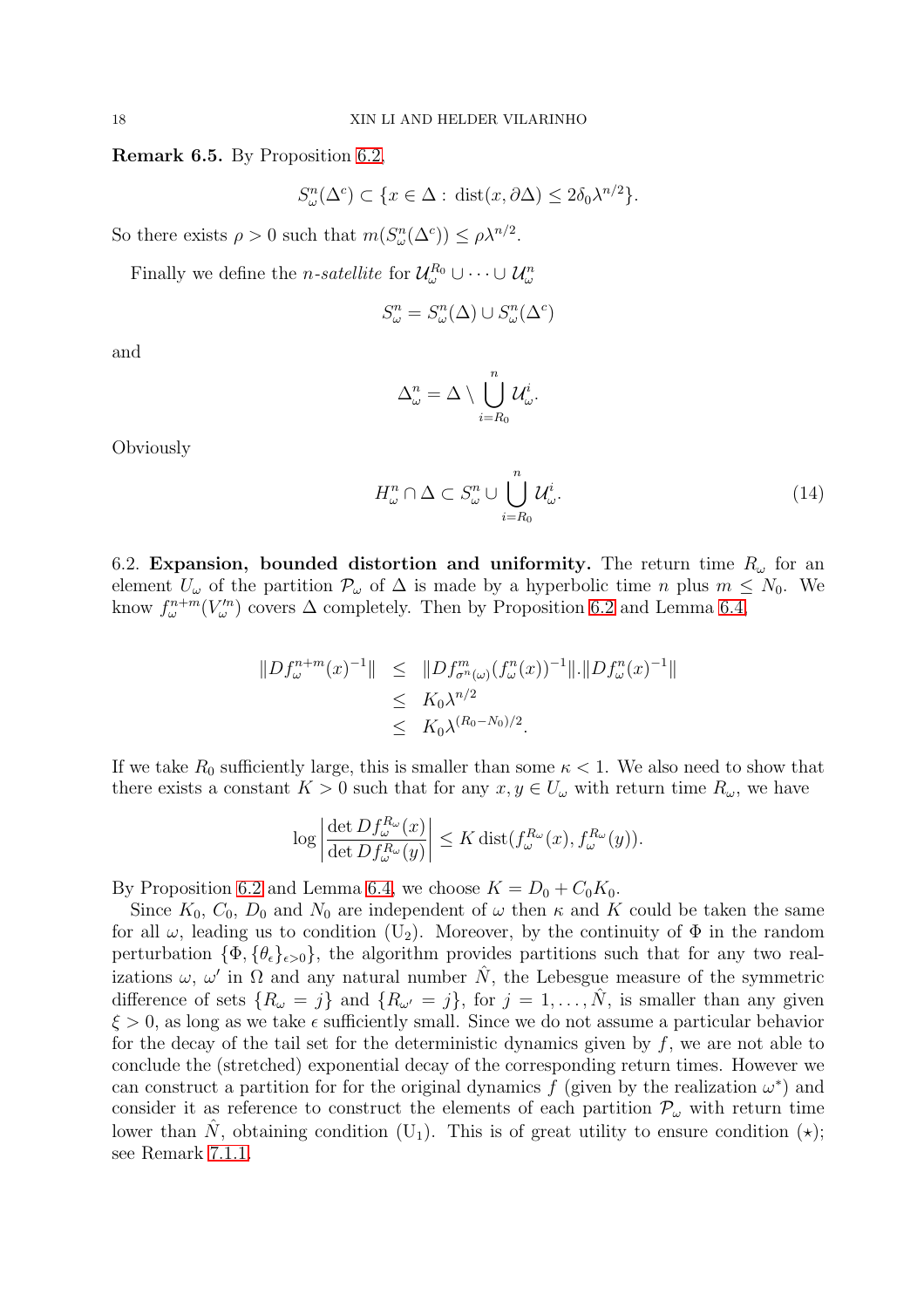**Remark 6.5.** By Proposition 6.2,

$$S^n_\omega(\Delta^c) \subset \{x \in \Delta : \operatorname{dist}(x, \partial\Delta) \leq 2\delta_0 \lambda^{n/2}\}.$$

So there exists $\rho > 0$ such that $m(S^n_\omega(\Delta^c)) \leq \rho\lambda^{n/2}$.

Finally we define the *n-satellite* for $\mathcal{U}^{R_0}_\omega \cup \cdots \cup \mathcal{U}^n_\omega$

$$S^n_\omega = S^n_\omega(\Delta) \cup S^n_\omega(\Delta^c)$$

and

$$\Delta^n_\omega = \Delta \setminus \bigcup_{i=R_0}^{n} \mathcal{U}^i_\omega.$$

Obviously

$$H^n_\omega \cap \Delta \subset S^n_\omega \cup \bigcup_{i=R_0}^{n} \mathcal{U}^i_\omega. \tag{14}$$

6.2. **Expansion, bounded distortion and uniformity.** The return time $R_\omega$ for an element $U_\omega$ of the partition $\mathcal{P}_\omega$ of $\Delta$ is made by a hyperbolic time $n$ plus $m \leq N_0$. We know $f^{n+m}_\omega(V'^n_\omega)$ covers $\Delta$ completely. Then by Proposition 6.2 and Lemma 6.4,

$$\begin{aligned}
\|Df^{n+m}_\omega(x)^{-1}\| &\leq \|Df^m_{\sigma^n(\omega)}(f^n_\omega(x))^{-1}\|.\|Df^n_\omega(x)^{-1}\| \\
&\leq K_0\lambda^{n/2} \\
&\leq K_0\lambda^{(R_0-N_0)/2}.
\end{aligned}$$

If we take $R_0$ sufficiently large, this is smaller than some $\kappa < 1$. We also need to show that there exists a constant $K > 0$ such that for any $x, y \in U_\omega$ with return time $R_\omega$, we have

$$\log\left|\frac{\det Df^{R_\omega}_\omega(x)}{\det Df^{R_\omega}_\omega(y)}\right| \leq K \operatorname{dist}(f^{R_\omega}_\omega(x), f^{R_\omega}_\omega(y)).$$

By Proposition 6.2 and Lemma 6.4, we choose $K = D_0 + C_0K_0$.

Since $K_0$, $C_0$, $D_0$ and $N_0$ are independent of $\omega$ then $\kappa$ and $K$ could be taken the same for all $\omega$, leading us to condition (U$_2$). Moreover, by the continuity of $\Phi$ in the random perturbation $\{\Phi, \{\theta_\epsilon\}_{\epsilon>0}\}$, the algorithm provides partitions such that for any two realizations $\omega$, $\omega'$ in $\Omega$ and any natural number $\hat{N}$, the Lebesgue measure of the symmetric difference of sets $\{R_\omega = j\}$ and $\{R_{\omega'} = j\}$, for $j = 1, \ldots, \hat{N}$, is smaller than any given $\xi > 0$, as long as we take $\epsilon$ sufficiently small. Since we do not assume a particular behavior for the decay of the tail set for the deterministic dynamics given by $f$, we are not able to conclude the (stretched) exponential decay of the corresponding return times. However we can construct a partition for for the original dynamics $f$ (given by the realization $\omega^*$) and consider it as reference to construct the elements of each partition $\mathcal{P}_\omega$ with return time lower than $\hat{N}$, obtaining condition (U$_1$). This is of great utility to ensure condition ($\star$); see Remark 7.1.1.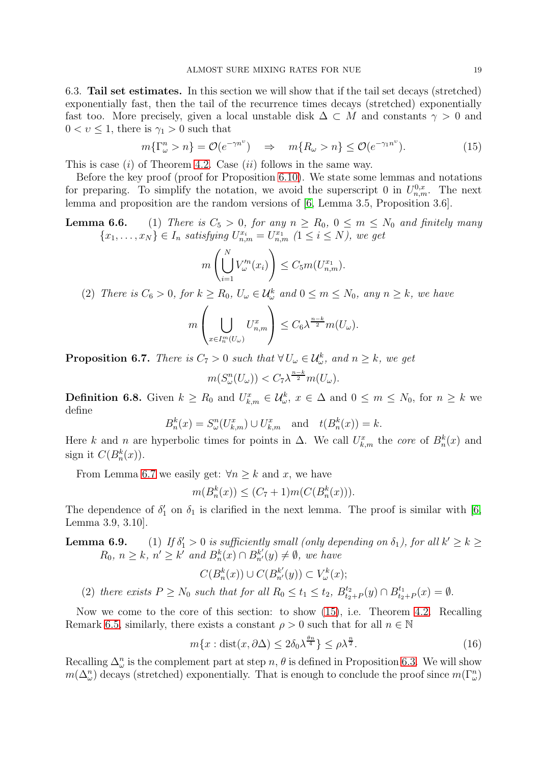6.3. **Tail set estimates.** In this section we will show that if the tail set decays (stretched) exponentially fast, then the tail of the recurrence times decays (stretched) exponentially fast too. More precisely, given a local unstable disk $\Delta \subset M$ and constants $\gamma > 0$ and $0 < \upsilon \leq 1$, there is $\gamma_1 > 0$ such that

$$m\{\Gamma_\omega^n > n\} = \mathcal{O}(e^{-\gamma n^\upsilon}) \quad \Rightarrow \quad m\{R_\omega > n\} \leq \mathcal{O}(e^{-\gamma_1 n^\upsilon}). \tag{15}$$

This is case $(i)$ of Theorem 4.2. Case $(ii)$ follows in the same way.

Before the key proof (proof for Proposition 6.10). We state some lemmas and notations for preparing. To simplify the notation, we avoid the superscript 0 in $U_{n,m}^{0,x}$. The next lemma and proposition are the random versions of [6, Lemma 3.5, Proposition 3.6].

**Lemma 6.6.** *(1) There is $C_5 > 0$, for any $n \geq R_0$, $0 \leq m \leq N_0$ and finitely many $\{x_1, \ldots, x_N\} \in I_n$ satisfying $U_{n,m}^{x_i} = U_{n,m}^{x_1}$ $(1 \leq i \leq N)$, we get*

$$m\left(\bigcup_{i=1}^{N} V_\omega'^n(x_i)\right) \leq C_5 m(U_{n,m}^{x_1}).$$

*(2) There is $C_6 > 0$, for $k \geq R_0$, $U_\omega \in \mathcal{U}_\omega^k$ and $0 \leq m \leq N_0$, any $n \geq k$, we have*

$$m\left(\bigcup_{x \in I_n^m(U_\omega)} U_{n,m}^x\right) \leq C_6 \lambda^{\frac{n-k}{2}} m(U_\omega).$$

**Proposition 6.7.** *There is $C_7 > 0$ such that $\forall\, U_\omega \in \mathcal{U}_\omega^k$, and $n \geq k$, we get*

$$m(S_\omega^n(U_\omega)) < C_7 \lambda^{\frac{n-k}{2}} m(U_\omega).$$

**Definition 6.8.** Given $k \geq R_0$ and $U_{k,m}^x \in \mathcal{U}_\omega^k$, $x \in \Delta$ and $0 \leq m \leq N_0$, for $n \geq k$ we define

$$B_n^k(x) = S_\omega^n(U_{k,m}^x) \cup U_{k,m}^x \quad \text{and} \quad t(B_n^k(x)) = k.$$

Here $k$ and $n$ are hyperbolic times for points in $\Delta$. We call $U_{k,m}^x$ the *core* of $B_n^k(x)$ and sign it $C(B_n^k(x))$.

From Lemma 6.7 we easily get: $\forall n \geq k$ and $x$, we have

$$m(B_n^k(x)) \leq (C_7 + 1) m(C(B_n^k(x))).$$

The dependence of $\delta_1'$ on $\delta_1$ is clarified in the next lemma. The proof is similar with [6, Lemma 3.9, 3.10].

**Lemma 6.9.** *(1) If $\delta_1' > 0$ is sufficiently small (only depending on $\delta_1$), for all $k' \geq k \geq R_0$, $n \geq k$, $n' \geq k'$ and $B_n^k(x) \cap B_{n'}^{k'}(y) \neq \emptyset$, we have*

$$C(B_n^k(x)) \cup C(B_{n'}^{k'}(y)) \subset V_\omega^k(x);$$

*(2) there exists $P \geq N_0$ such that for all $R_0 \leq t_1 \leq t_2$, $B_{t_2+P}^{t_2}(y) \cap B_{t_2+P}^{t_1}(x) = \emptyset$.*

Now we come to the core of this section: to show (15), i.e. Theorem 4.2. Recalling Remark 6.5, similarly, there exists a constant $\rho > 0$ such that for all $n \in \mathbb{N}$

$$m\{x : \operatorname{dist}(x, \partial\Delta) \leq 2\delta_0 \lambda^{\frac{\theta n}{4}}\} \leq \rho \lambda^{\frac{n}{2}}. \tag{16}$$

Recalling $\Delta_\omega^n$ is the complement part at step $n$, $\theta$ is defined in Proposition 6.3. We will show $m(\Delta_\omega^n)$ decays (stretched) exponentially. That is enough to conclude the proof since $m(\Gamma_\omega^n)$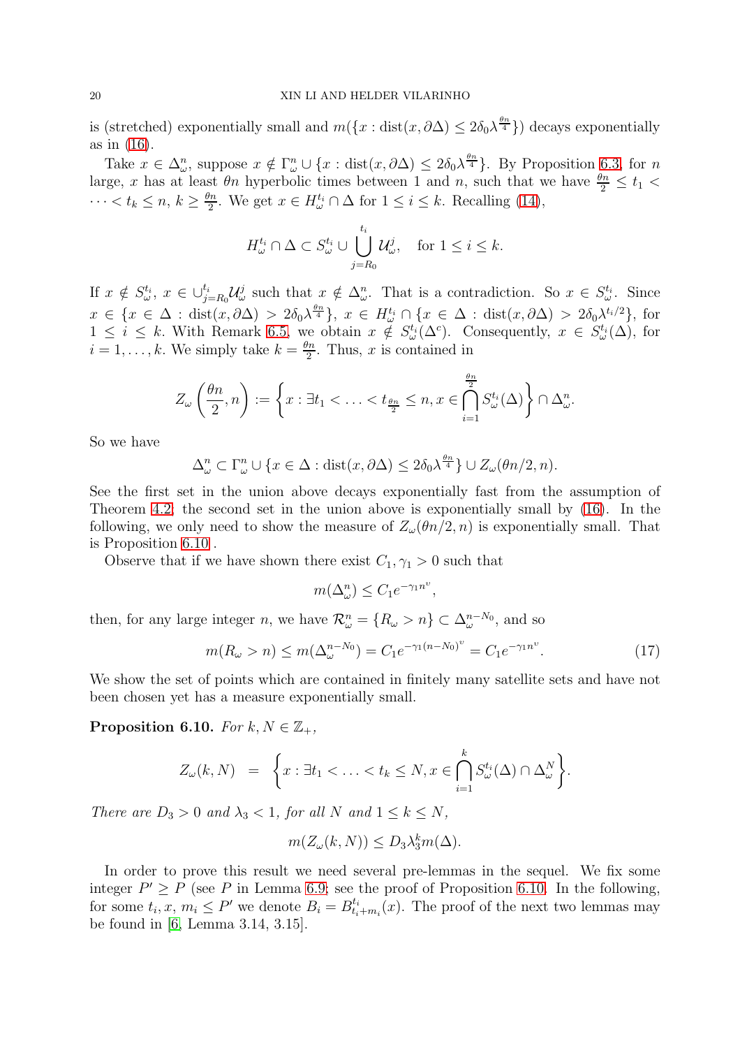is (stretched) exponentially small and $m(\{x : \operatorname{dist}(x, \partial\Delta) \leq 2\delta_0 \lambda^{\frac{\theta n}{4}}\})$ decays exponentially as in (16).

Take $x \in \Delta_\omega^n$, suppose $x \notin \Gamma_\omega^n \cup \{x : \operatorname{dist}(x, \partial\Delta) \leq 2\delta_0 \lambda^{\frac{\theta n}{4}}\}$. By Proposition 6.3, for $n$ large, $x$ has at least $\theta n$ hyperbolic times between 1 and $n$, such that we have $\frac{\theta n}{2} \leq t_1 < \cdots < t_k \leq n$, $k \geq \frac{\theta n}{2}$. We get $x \in H_\omega^{t_i} \cap \Delta$ for $1 \leq i \leq k$. Recalling (14),

$$H_\omega^{t_i} \cap \Delta \subset S_\omega^{t_i} \cup \bigcup_{j=R_0}^{t_i} \mathcal{U}_\omega^j, \quad \text{for } 1 \leq i \leq k.$$

If $x \notin S_\omega^{t_i}$, $x \in \cup_{j=R_0}^{t_i} \mathcal{U}_\omega^j$ such that $x \notin \Delta_\omega^n$. That is a contradiction. So $x \in S_\omega^{t_i}$. Since $x \in \{x \in \Delta : \operatorname{dist}(x, \partial\Delta) > 2\delta_0 \lambda^{\frac{\theta n}{4}}\}$, $x \in H_\omega^{t_i} \cap \{x \in \Delta : \operatorname{dist}(x, \partial\Delta) > 2\delta_0 \lambda^{t_i/2}\}$, for $1 \leq i \leq k$. With Remark 6.5, we obtain $x \notin S_\omega^{t_i}(\Delta^c)$. Consequently, $x \in S_\omega^{t_i}(\Delta)$, for $i = 1, \ldots, k$. We simply take $k = \frac{\theta n}{2}$. Thus, $x$ is contained in

$$Z_\omega\left(\frac{\theta n}{2}, n\right) := \left\{x : \exists t_1 < \ldots < t_{\frac{\theta n}{2}} \leq n, x \in \bigcap_{i=1}^{\frac{\theta n}{2}} S_\omega^{t_i}(\Delta)\right\} \cap \Delta_\omega^n.$$

So we have

$$\Delta_\omega^n \subset \Gamma_\omega^n \cup \{x \in \Delta : \operatorname{dist}(x, \partial\Delta) \leq 2\delta_0 \lambda^{\frac{\theta n}{4}}\} \cup Z_\omega(\theta n/2, n).$$

See the first set in the union above decays exponentially fast from the assumption of Theorem 4.2; the second set in the union above is exponentially small by (16). In the following, we only need to show the measure of $Z_\omega(\theta n/2, n)$ is exponentially small. That is Proposition 6.10 .

Observe that if we have shown there exist $C_1, \gamma_1 > 0$ such that

$$m(\Delta_\omega^n) \leq C_1 e^{-\gamma_1 n^\upsilon},$$

then, for any large integer $n$, we have $\mathcal{R}_\omega^n = \{R_\omega > n\} \subset \Delta_\omega^{n-N_0}$, and so

$$m(R_\omega > n) \leq m(\Delta_\omega^{n-N_0}) = C_1 e^{-\gamma_1 (n-N_0)^\upsilon} = C_1 e^{-\gamma_1 n^\upsilon}. \tag{17}$$

We show the set of points which are contained in finitely many satellite sets and have not been chosen yet has a measure exponentially small.

**Proposition 6.10.** *For $k, N \in \mathbb{Z}_+$,*

$$Z_\omega(k, N) \;\; = \;\; \left\{x : \exists t_1 < \ldots < t_k \leq N, x \in \bigcap_{i=1}^k S_\omega^{t_i}(\Delta) \cap \Delta_\omega^N\right\}.$$

*There are $D_3 > 0$ and $\lambda_3 < 1$, for all $N$ and $1 \leq k \leq N$,*

$$m(Z_\omega(k, N)) \leq D_3 \lambda_3^k m(\Delta).$$

In order to prove this result we need several pre-lemmas in the sequel. We fix some integer $P' \geq P$ (see $P$ in Lemma 6.9; see the proof of Proposition 6.10. In the following, for some $t_i, x$, $m_i \leq P'$ we denote $B_i = B_{t_i+m_i}^{t_i}(x)$. The proof of the next two lemmas may be found in [6, Lemma 3.14, 3.15].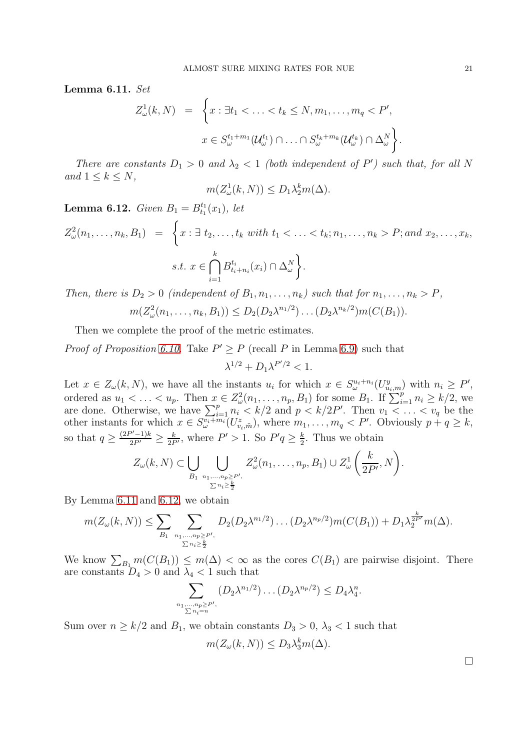**Lemma 6.11.** *Set*

$$Z^1_\omega(k,N) \;=\; \Big\{x : \exists t_1 < \ldots < t_k \le N, m_1, \ldots, m_q < P',$$
$$x \in S_\omega^{t_1+m_1}(\mathcal{U}_\omega^{t_1}) \cap \ldots \cap S_\omega^{t_k+m_k}(\mathcal{U}_\omega^{t_k}) \cap \Delta_\omega^N \Big\}.$$

*There are constants $D_1 > 0$ and $\lambda_2 < 1$ (both independent of $P'$) such that, for all $N$ and $1 \le k \le N$,*

$$m(Z^1_\omega(k,N)) \le D_1 \lambda_2^k m(\Delta).$$

**Lemma 6.12.** *Given $B_1 = B_{t_1}^{t_1}(x_1)$, let*

$$Z^2_\omega(n_1,\ldots,n_k,B_1) \;=\; \Big\{x : \exists\; t_2,\ldots,t_k \text{ with } t_1 < \ldots < t_k; n_1,\ldots,n_k > P; \text{and } x_2,\ldots,x_k,$$
$$\text{s.t. } x \in \bigcap_{i=1}^k B^{t_i}_{t_i+n_i}(x_i) \cap \Delta_\omega^N \Big\}.$$

*Then, there is $D_2 > 0$ (independent of $B_1, n_1, \ldots, n_k$) such that for $n_1, \ldots, n_k > P$,*

$$m(Z^2_\omega(n_1,\ldots,n_k,B_1)) \le D_2(D_2\lambda^{n_1/2})\ldots(D_2\lambda^{n_k/2}) m(C(B_1)).$$

Then we complete the proof of the metric estimates.

*Proof of Proposition 6.10.* Take $P' \ge P$ (recall $P$ in Lemma 6.9) such that

$$\lambda^{1/2} + D_1 \lambda^{P'/2} < 1.$$

Let $x \in Z_\omega(k,N)$, we have all the instants $u_i$ for which $x \in S_\omega^{u_i+n_i}(U^y_{u_i,m})$ with $n_i \ge P'$, ordered as $u_1 < \ldots < u_p$. Then $x \in Z^2_\omega(n_1,\ldots,n_p,B_1)$ for some $B_1$. If $\sum_{i=1}^p n_i \ge k/2$, we are done. Otherwise, we have $\sum_{i=1}^p n_i < k/2$ and $p < k/2P'$. Then $v_1 < \ldots < v_q$ be the other instants for which $x \in S_\omega^{v_i+m_i}(U^z_{v_i,\tilde m})$, where $m_1, \ldots, m_q < P'$. Obviously $p + q \ge k$, so that $q \ge \frac{(2P'-1)k}{2P'} \ge \frac{k}{2P'}$, where $P' > 1$. So $P'q \ge \frac{k}{2}$. Thus we obtain

$$Z_\omega(k,N) \subset \bigcup_{B_1} \bigcup_{\substack{n_1,\ldots,n_p \ge P',\\ \sum n_i \ge \frac{k}{2}}} Z^2_\omega(n_1,\ldots,n_p,B_1) \cup Z^1_\omega\left(\frac{k}{2P'}, N\right).$$

By Lemma 6.11 and 6.12, we obtain

$$m(Z_\omega(k,N)) \le \sum_{B_1} \sum_{\substack{n_1,\ldots,n_p \ge P',\\ \sum n_i \ge \frac{k}{2}}} D_2(D_2\lambda^{n_1/2})\ldots(D_2\lambda^{n_p/2}) m(C(B_1)) + D_1 \lambda_2^{\frac{k}{2P'}} m(\Delta).$$

We know $\sum_{B_1} m(C(B_1)) \le m(\Delta) < \infty$ as the cores $C(B_1)$ are pairwise disjoint. There are constants $D_4 > 0$ and $\lambda_4 < 1$ such that

$$\sum_{\substack{n_1,\ldots,n_p \ge P',\\ \sum n_i = n}} (D_2\lambda^{n_1/2})\ldots(D_2\lambda^{n_p/2}) \le D_4 \lambda_4^n.$$

Sum over $n \ge k/2$ and $B_1$, we obtain constants $D_3 > 0$, $\lambda_3 < 1$ such that

$$m(Z_\omega(k,N)) \le D_3 \lambda_3^k m(\Delta).$$

□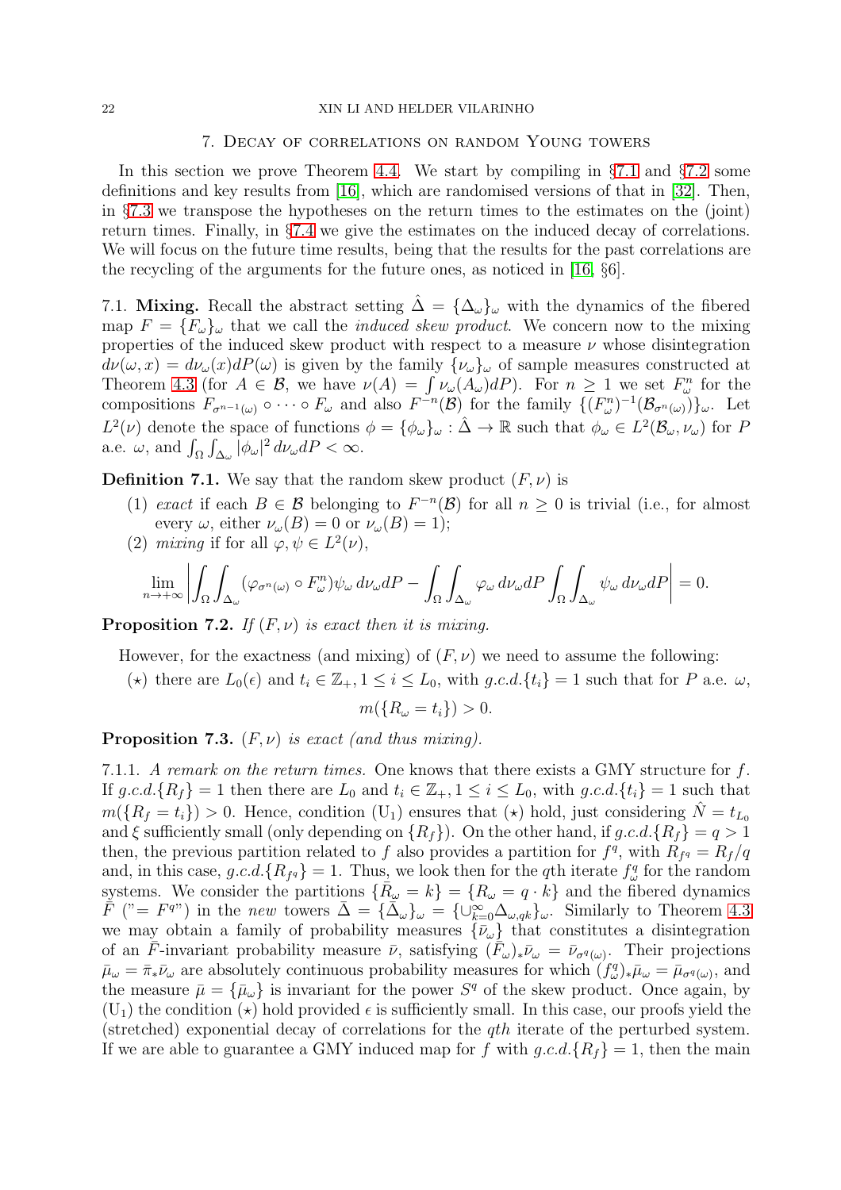## 7. Decay of correlations on random Young towers

In this section we prove Theorem 4.4. We start by compiling in §7.1 and §7.2 some definitions and key results from [16], which are randomised versions of that in [32]. Then, in §7.3 we transpose the hypotheses on the return times to the estimates on the (joint) return times. Finally, in §7.4 we give the estimates on the induced decay of correlations. We will focus on the future time results, being that the results for the past correlations are the recycling of the arguments for the future ones, as noticed in [16, §6].

### 7.1. Mixing.

Recall the abstract setting $\hat{\Delta} = \{\Delta_\omega\}_\omega$ with the dynamics of the fibered map $F = \{F_\omega\}_\omega$ that we call the *induced skew product*. We concern now to the mixing properties of the induced skew product with respect to a measure $\nu$ whose disintegration $d\nu(\omega, x) = d\nu_\omega(x)dP(\omega)$ is given by the family $\{\nu_\omega\}_\omega$ of sample measures constructed at Theorem 4.3 (for $A \in \mathcal{B}$, we have $\nu(A) = \int \nu_\omega(A_\omega)dP$). For $n \geq 1$ we set $F^n_\omega$ for the compositions $F_{\sigma^{n-1}(\omega)} \circ \cdots \circ F_\omega$ and also $F^{-n}(\mathcal{B})$ for the family $\{(F^n_\omega)^{-1}(\mathcal{B}_{\sigma^n(\omega)})\}_\omega$. Let $L^2(\nu)$ denote the space of functions $\phi = \{\phi_\omega\}_\omega : \hat{\Delta} \to \mathbb{R}$ such that $\phi_\omega \in L^2(\mathcal{B}_\omega, \nu_\omega)$ for $P$ a.e. $\omega$, and $\int_\Omega \int_{\Delta_\omega} |\phi_\omega|^2 \, d\nu_\omega dP < \infty$.

**Definition 7.1.** We say that the random skew product $(F, \nu)$ is

1. *exact* if each $B \in \mathcal{B}$ belonging to $F^{-n}(\mathcal{B})$ for all $n \geq 0$ is trivial (i.e., for almost every $\omega$, either $\nu_\omega(B) = 0$ or $\nu_\omega(B) = 1$);
2. *mixing* if for all $\varphi, \psi \in L^2(\nu)$,

$$\lim_{n \to +\infty} \left| \int_\Omega \int_{\Delta_\omega} (\varphi_{\sigma^n(\omega)} \circ F^n_\omega) \psi_\omega \, d\nu_\omega dP - \int_\Omega \int_{\Delta_\omega} \varphi_\omega \, d\nu_\omega dP \int_\Omega \int_{\Delta_\omega} \psi_\omega \, d\nu_\omega dP \right| = 0.$$

**Proposition 7.2.** *If $(F, \nu)$ is exact then it is mixing.*

However, for the exactness (and mixing) of $(F, \nu)$ we need to assume the following:

($\star$) there are $L_0(\epsilon)$ and $t_i \in \mathbb{Z}_+, 1 \leq i \leq L_0$, with $g.c.d.\{t_i\} = 1$ such that for $P$ a.e. $\omega$,

$$m(\{R_\omega = t_i\}) > 0.$$

**Proposition 7.3.** *$(F, \nu)$ is exact (and thus mixing).*

#### 7.1.1. *A remark on the return times.*

One knows that there exists a GMY structure for $f$. If $g.c.d.\{R_f\} = 1$ then there are $L_0$ and $t_i \in \mathbb{Z}_+, 1 \leq i \leq L_0$, with $g.c.d.\{t_i\} = 1$ such that $m(\{R_f = t_i\}) > 0$. Hence, condition $(\mathrm{U}_1)$ ensures that ($\star$) hold, just considering $\hat{N} = t_{L_0}$ and $\xi$ sufficiently small (only depending on $\{R_f\}$). On the other hand, if $g.c.d.\{R_f\} = q > 1$ then, the previous partition related to $f$ also provides a partition for $f^q$, with $R_{f^q} = R_f/q$ and, in this case, $g.c.d.\{R_{f^q}\} = 1$. Thus, we look then for the $q$th iterate $f^q_\omega$ for the random systems. We consider the partitions $\{\bar{R}_\omega = k\} = \{R_\omega = q \cdot k\}$ and the fibered dynamics $\bar{F}$ ("$= F^q$") in the *new* towers $\bar{\Delta} = \{\bar{\Delta}_\omega\}_\omega = \{\cup_{k=0}^\infty \Delta_{\omega, qk}\}_\omega$. Similarly to Theorem 4.3 we may obtain a family of probability measures $\{\bar{\nu}_\omega\}$ that constitutes a disintegration of an $\bar{F}$-invariant probability measure $\bar{\nu}$, satisfying $(\bar{F}_\omega)_*\bar{\nu}_\omega = \bar{\nu}_{\sigma^q(\omega)}$. Their projections $\bar{\mu}_\omega = \bar{\pi}_*\bar{\nu}_\omega$ are absolutely continuous probability measures for which $(f^q_\omega)_*\bar{\mu}_\omega = \bar{\mu}_{\sigma^q(\omega)}$, and the measure $\bar{\mu} = \{\bar{\mu}_\omega\}$ is invariant for the power $S^q$ of the skew product. Once again, by $(\mathrm{U}_1)$ the condition ($\star$) hold provided $\epsilon$ is sufficiently small. In this case, our proofs yield the (stretched) exponential decay of correlations for the $q$th iterate of the perturbed system. If we are able to guarantee a GMY induced map for $f$ with $g.c.d.\{R_f\} = 1$, then the main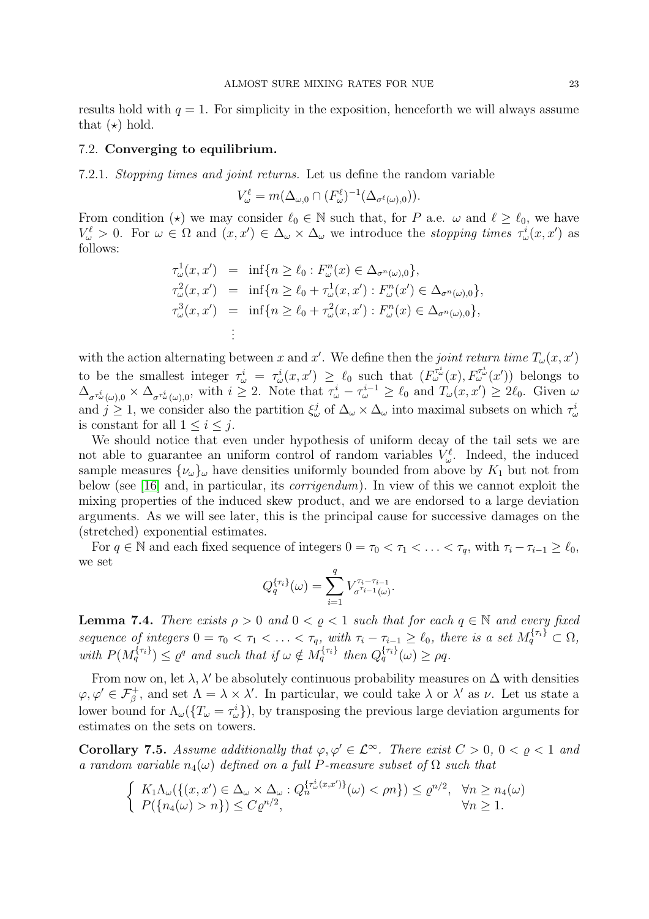results hold with $q = 1$. For simplicity in the exposition, henceforth we will always assume that $(\star)$ hold.

## 7.2. Converging to equilibrium.

7.2.1. *Stopping times and joint returns.* Let us define the random variable

$$V_\omega^\ell = m(\Delta_{\omega,0} \cap (F_\omega^\ell)^{-1}(\Delta_{\sigma^\ell(\omega),0})).$$

From condition $(\star)$ we may consider $\ell_0 \in \mathbb{N}$ such that, for $P$ a.e. $\omega$ and $\ell \geq \ell_0$, we have $V_\omega^\ell > 0$. For $\omega \in \Omega$ and $(x, x') \in \Delta_\omega \times \Delta_\omega$ we introduce the *stopping times* $\tau_\omega^i(x, x')$ as follows:

$$\begin{aligned}
\tau_\omega^1(x, x') &= \inf\{n \geq \ell_0 : F_\omega^n(x) \in \Delta_{\sigma^n(\omega),0}\}, \\
\tau_\omega^2(x, x') &= \inf\{n \geq \ell_0 + \tau_\omega^1(x, x') : F_\omega^n(x') \in \Delta_{\sigma^n(\omega),0}\}, \\
\tau_\omega^3(x, x') &= \inf\{n \geq \ell_0 + \tau_\omega^2(x, x') : F_\omega^n(x) \in \Delta_{\sigma^n(\omega),0}\}, \\
&\vdots
\end{aligned}$$

with the action alternating between $x$ and $x'$. We define then the *joint return time* $T_\omega(x, x')$ to be the smallest integer $\tau_\omega^i = \tau_\omega^i(x, x') \geq \ell_0$ such that $(F_\omega^{\tau_\omega^i}(x), F_\omega^{\tau_\omega^i}(x'))$ belongs to $\Delta_{\sigma^{\tau_\omega^i}(\omega),0} \times \Delta_{\sigma^{\tau_\omega^i}(\omega),0}$, with $i \geq 2$. Note that $\tau_\omega^i - \tau_\omega^{i-1} \geq \ell_0$ and $T_\omega(x, x') \geq 2\ell_0$. Given $\omega$ and $j \geq 1$, we consider also the partition $\xi_\omega^j$ of $\Delta_\omega \times \Delta_\omega$ into maximal subsets on which $\tau_\omega^i$ is constant for all $1 \leq i \leq j$.

We should notice that even under hypothesis of uniform decay of the tail sets we are not able to guarantee an uniform control of random variables $V_\omega^\ell$. Indeed, the induced sample measures $\{\nu_\omega\}_\omega$ have densities uniformly bounded from above by $K_1$ but not from below (see [16] and, in particular, its *corrigendum*). In view of this we cannot exploit the mixing properties of the induced skew product, and we are endorsed to a large deviation arguments. As we will see later, this is the principal cause for successive damages on the (stretched) exponential estimates.

For $q \in \mathbb{N}$ and each fixed sequence of integers $0 = \tau_0 < \tau_1 < \ldots < \tau_q$, with $\tau_i - \tau_{i-1} \geq \ell_0$, we set

$$Q_q^{\{\tau_i\}}(\omega) = \sum_{i=1}^{q} V_{\sigma^{\tau_{i-1}}(\omega)}^{\tau_i - \tau_{i-1}}.$$

**Lemma 7.4.** *There exists $\rho > 0$ and $0 < \varrho < 1$ such that for each $q \in \mathbb{N}$ and every fixed sequence of integers $0 = \tau_0 < \tau_1 < \ldots < \tau_q$, with $\tau_i - \tau_{i-1} \geq \ell_0$, there is a set $M_q^{\{\tau_i\}} \subset \Omega$, with $P(M_q^{\{\tau_i\}}) \leq \varrho^q$ and such that if $\omega \notin M_q^{\{\tau_i\}}$ then $Q_q^{\{\tau_i\}}(\omega) \geq \rho q$.*

From now on, let $\lambda, \lambda'$ be absolutely continuous probability measures on $\Delta$ with densities $\varphi, \varphi' \in \mathcal{F}_\beta^+$, and set $\Lambda = \lambda \times \lambda'$. In particular, we could take $\lambda$ or $\lambda'$ as $\nu$. Let us state a lower bound for $\Lambda_\omega(\{T_\omega = \tau_\omega^i\})$, by transposing the previous large deviation arguments for estimates on the sets on towers.

**Corollary 7.5.** *Assume additionally that $\varphi, \varphi' \in \mathcal{L}^\infty$. There exist $C > 0$, $0 < \varrho < 1$ and a random variable $n_4(\omega)$ defined on a full $P$-measure subset of $\Omega$ such that*

$$\begin{cases} K_1 \Lambda_\omega(\{(x, x') \in \Delta_\omega \times \Delta_\omega : Q_n^{\{\tau_\omega^i(x,x')\}}(\omega) < \rho n\}) \leq \varrho^{n/2}, & \forall n \geq n_4(\omega) \\ P(\{n_4(\omega) > n\}) \leq C\varrho^{n/2}, & \forall n \geq 1. \end{cases}$$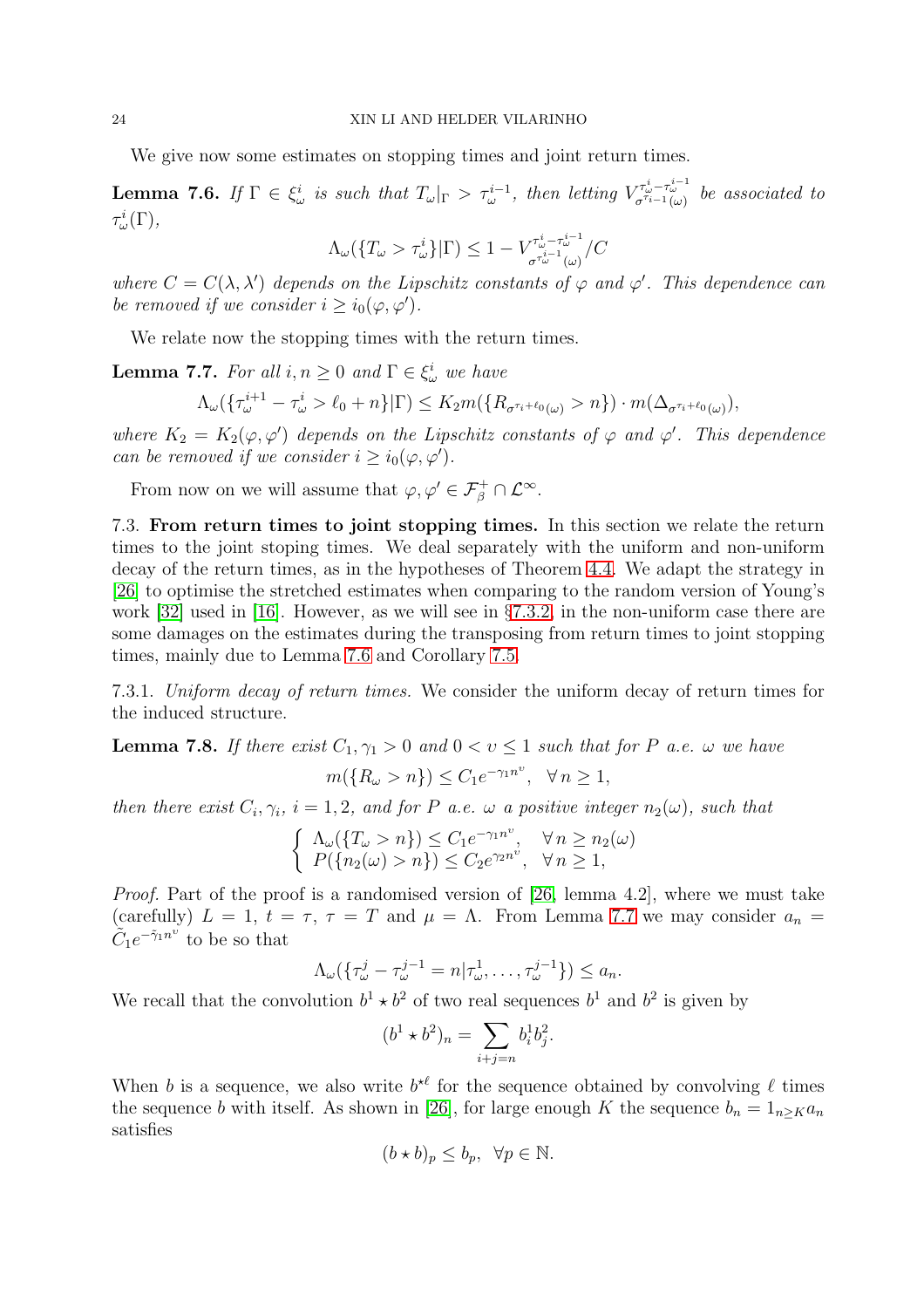We give now some estimates on stopping times and joint return times.

**Lemma 7.6.** *If $\Gamma \in \xi^i_\omega$ is such that $T_\omega|_\Gamma > \tau^{i-1}_\omega$, then letting $V^{\tau^i_\omega - \tau^{i-1}_\omega}_{\sigma^{\tau_{i-1}}(\omega)}$ be associated to $\tau^i_\omega(\Gamma)$,*

$$\Lambda_\omega(\{T_\omega > \tau^i_\omega\}|\Gamma) \le 1 - V^{\tau^i_\omega - \tau^{i-1}_\omega}_{\sigma^{\tau^{i-1}_\omega}(\omega)}/C$$

*where $C = C(\lambda, \lambda')$ depends on the Lipschitz constants of $\varphi$ and $\varphi'$. This dependence can be removed if we consider $i \ge i_0(\varphi, \varphi')$.*

We relate now the stopping times with the return times.

**Lemma 7.7.** *For all $i, n \ge 0$ and $\Gamma \in \xi^i_\omega$ we have*

$$\Lambda_\omega(\{\tau^{i+1}_\omega - \tau^i_\omega > \ell_0 + n\}|\Gamma) \le K_2 m(\{R_{\sigma^{\tau_i + \ell_0}(\omega)} > n\}) \cdot m(\Delta_{\sigma^{\tau_i + \ell_0}(\omega)}),$$

*where $K_2 = K_2(\varphi, \varphi')$ depends on the Lipschitz constants of $\varphi$ and $\varphi'$. This dependence can be removed if we consider $i \ge i_0(\varphi, \varphi')$.*

From now on we will assume that $\varphi, \varphi' \in \mathcal{F}^+_\beta \cap \mathcal{L}^\infty$.

7.3. **From return times to joint stopping times.** In this section we relate the return times to the joint stoping times. We deal separately with the uniform and non-uniform decay of the return times, as in the hypotheses of Theorem 4.4. We adapt the strategy in [26] to optimise the stretched estimates when comparing to the random version of Young's work [32] used in [16]. However, as we will see in §7.3.2, in the non-uniform case there are some damages on the estimates during the transposing from return times to joint stopping times, mainly due to Lemma 7.6 and Corollary 7.5.

7.3.1. *Uniform decay of return times.* We consider the uniform decay of return times for the induced structure.

**Lemma 7.8.** *If there exist $C_1, \gamma_1 > 0$ and $0 < \upsilon \le 1$ such that for $P$ a.e. $\omega$ we have*

$$m(\{R_\omega > n\}) \le C_1 e^{-\gamma_1 n^\upsilon}, \quad \forall\, n \ge 1,$$

*then there exist $C_i, \gamma_i$, $i = 1, 2$, and for $P$ a.e. $\omega$ a positive integer $n_2(\omega)$, such that*

$$\begin{cases} \Lambda_\omega(\{T_\omega > n\}) \le C_1 e^{-\gamma_1 n^\upsilon}, & \forall\, n \ge n_2(\omega) \\ P(\{n_2(\omega) > n\}) \le C_2 e^{\gamma_2 n^\upsilon}, & \forall\, n \ge 1, \end{cases}$$

*Proof.* Part of the proof is a randomised version of [26, lemma 4.2], where we must take (carefully) $L = 1$, $t = \tau$, $\tau = T$ and $\mu = \Lambda$. From Lemma 7.7 we may consider $a_n = \tilde{C}_1 e^{-\tilde{\gamma}_1 n^\upsilon}$ to be so that

$$\Lambda_\omega(\{\tau^j_\omega - \tau^{j-1}_\omega = n | \tau^1_\omega, \ldots, \tau^{j-1}_\omega\}) \le a_n.$$

We recall that the convolution $b^1 \star b^2$ of two real sequences $b^1$ and $b^2$ is given by

$$(b^1 \star b^2)_n = \sum_{i+j=n} b^1_i b^2_j.$$

When $b$ is a sequence, we also write $b^{\star \ell}$ for the sequence obtained by convolving $\ell$ times the sequence $b$ with itself. As shown in [26], for large enough $K$ the sequence $b_n = 1_{n \ge K} a_n$ satisfies

$$(b \star b)_p \le b_p, \quad \forall p \in \mathbb{N}.$$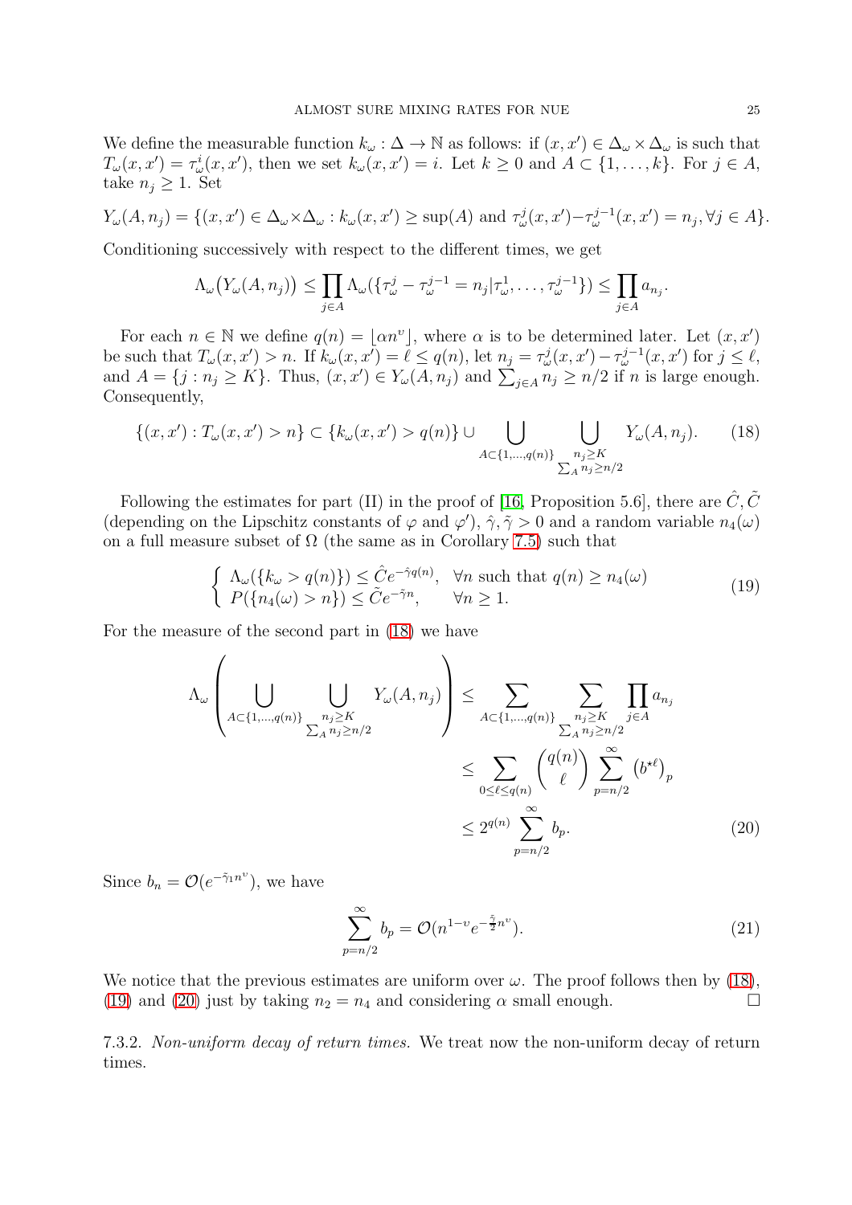We define the measurable function $k_\omega : \Delta \to \mathbb{N}$ as follows: if $(x, x') \in \Delta_\omega \times \Delta_\omega$ is such that $T_\omega(x, x') = \tau_\omega^i(x, x')$, then we set $k_\omega(x, x') = i$. Let $k \geq 0$ and $A \subset \{1, \ldots, k\}$. For $j \in A$, take $n_j \geq 1$. Set

$$Y_\omega(A, n_j) = \{(x, x') \in \Delta_\omega \times \Delta_\omega : k_\omega(x, x') \geq \sup(A) \text{ and } \tau_\omega^j(x, x') - \tau_\omega^{j-1}(x, x') = n_j, \forall j \in A\}.$$

Conditioning successively with respect to the different times, we get

$$\Lambda_\omega\big(Y_\omega(A, n_j)\big) \leq \prod_{j \in A} \Lambda_\omega(\{\tau_\omega^j - \tau_\omega^{j-1} = n_j | \tau_\omega^1, \ldots, \tau_\omega^{j-1}\}) \leq \prod_{j \in A} a_{n_j}.$$

For each $n \in \mathbb{N}$ we define $q(n) = \lfloor \alpha n^v \rfloor$, where $\alpha$ is to be determined later. Let $(x, x')$ be such that $T_\omega(x, x') > n$. If $k_\omega(x, x') = \ell \leq q(n)$, let $n_j = \tau_\omega^j(x, x') - \tau_\omega^{j-1}(x, x')$ for $j \leq \ell$, and $A = \{j : n_j \geq K\}$. Thus, $(x, x') \in Y_\omega(A, n_j)$ and $\sum_{j \in A} n_j \geq n/2$ if $n$ is large enough. Consequently,

$$\{(x, x') : T_\omega(x, x') > n\} \subset \{k_\omega(x, x') > q(n)\} \cup \bigcup_{A \subset \{1, \ldots, q(n)\}} \bigcup_{\substack{n_j \geq K \\ \sum_A n_j \geq n/2}} Y_\omega(A, n_j). \tag{18}$$

Following the estimates for part (II) in the proof of [16, Proposition 5.6], there are $\hat{C}, \tilde{C}$ (depending on the Lipschitz constants of $\varphi$ and $\varphi'$), $\hat{\gamma}, \tilde{\gamma} > 0$ and a random variable $n_4(\omega)$ on a full measure subset of $\Omega$ (the same as in Corollary 7.5) such that

$$\begin{cases} \Lambda_\omega(\{k_\omega > q(n)\}) \leq \hat{C} e^{-\hat{\gamma} q(n)}, & \forall n \text{ such that } q(n) \geq n_4(\omega) \\ P(\{n_4(\omega) > n\}) \leq \tilde{C} e^{-\tilde{\gamma} n}, & \forall n \geq 1. \end{cases} \tag{19}$$

For the measure of the second part in (18) we have

$$\begin{aligned} \Lambda_\omega\left( \bigcup_{A \subset \{1, \ldots, q(n)\}} \bigcup_{\substack{n_j \geq K \\ \sum_A n_j \geq n/2}} Y_\omega(A, n_j) \right) &\leq \sum_{A \subset \{1, \ldots, q(n)\}} \sum_{\substack{n_j \geq K \\ \sum_A n_j \geq n/2}} \prod_{j \in A} a_{n_j} \\ &\leq \sum_{0 \leq \ell \leq q(n)} \binom{q(n)}{\ell} \sum_{p = n/2}^{\infty} \left(b^{\star \ell}\right)_p \\ &\leq 2^{q(n)} \sum_{p = n/2}^{\infty} b_p. \end{aligned} \tag{20}$$

Since $b_n = \mathcal{O}(e^{-\tilde{\gamma}_1 n^v})$, we have

$$\sum_{p = n/2}^{\infty} b_p = \mathcal{O}(n^{1-v} e^{-\frac{\tilde{\gamma}}{2} n^v}). \tag{21}$$

We notice that the previous estimates are uniform over $\omega$. The proof follows then by (18), (19) and (20) just by taking $n_2 = n_4$ and considering $\alpha$ small enough. $\square$

7.3.2. *Non-uniform decay of return times.* We treat now the non-uniform decay of return times.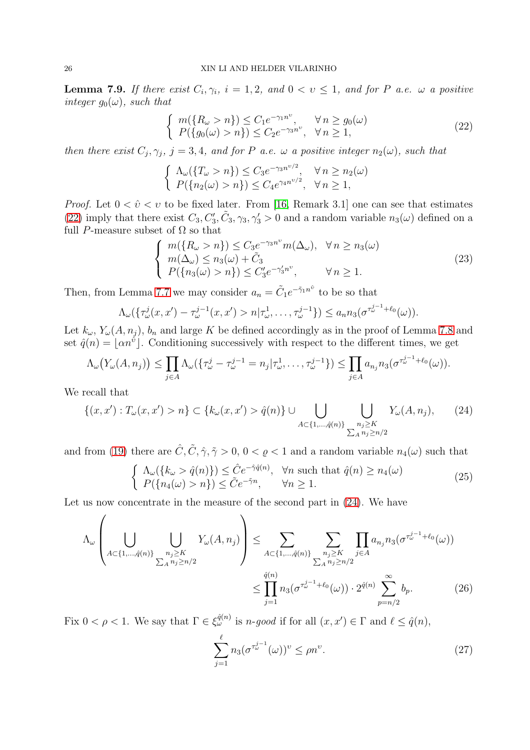**Lemma 7.9.** *If there exist $C_i, \gamma_i$, $i = 1, 2$, and $0 < \upsilon \leq 1$, and for $P$ a.e. $\omega$ a positive integer $g_0(\omega)$, such that*

$$
\begin{cases} m(\{R_\omega > n\}) \leq C_1 e^{-\gamma_1 n^\upsilon}, & \forall\, n \geq g_0(\omega) \\ P(\{g_0(\omega) > n\}) \leq C_2 e^{-\gamma_3 n^\upsilon}, & \forall\, n \geq 1, \end{cases} \tag{22}
$$

*then there exist $C_j, \gamma_j$, $j = 3, 4$, and for $P$ a.e. $\omega$ a positive integer $n_2(\omega)$, such that*

$$
\begin{cases} \Lambda_\omega(\{T_\omega > n\}) \leq C_3 e^{-\gamma_3 n^{\upsilon/2}}, & \forall\, n \geq n_2(\omega) \\ P(\{n_2(\omega) > n\}) \leq C_4 e^{\gamma_4 n^{\upsilon/2}}, & \forall\, n \geq 1, \end{cases}
$$

*Proof.* Let $0 < \hat{\upsilon} < \upsilon$ to be fixed later. From [16, Remark 3.1] one can see that estimates (22) imply that there exist $C_3, C_3', \tilde{C}_3, \gamma_3, \gamma_3' > 0$ and a random variable $n_3(\omega)$ defined on a full $P$-measure subset of $\Omega$ so that

$$
\begin{cases} m(\{R_\omega > n\}) \leq C_3 e^{-\gamma_3 n^\upsilon} m(\Delta_\omega), & \forall\, n \geq n_3(\omega) \\ m(\Delta_\omega) \leq n_3(\omega) + \tilde{C}_3 & \\ P(\{n_3(\omega) > n\}) \leq C_3' e^{-\gamma_3' n^\upsilon}, & \forall\, n \geq 1. \end{cases} \tag{23}
$$

Then, from Lemma 7.7 we may consider $a_n = \tilde{C}_1 e^{-\tilde{\gamma}_1 n^{\hat{\upsilon}}}$ to be so that

$$
\Lambda_\omega(\{\tau_\omega^j(x,x') - \tau_\omega^{j-1}(x,x') > n | \tau_\omega^1, \ldots, \tau_\omega^{j-1}\}) \leq a_n n_3(\sigma^{\tau_\omega^{j-1} + \ell_0}(\omega)).
$$

Let $k_\omega$, $Y_\omega(A, n_j)$, $b_n$ and large $K$ be defined accordingly as in the proof of Lemma 7.8 and set $\hat{q}(n) = \lfloor \alpha n^{\hat{\upsilon}} \rfloor$. Conditioning successively with respect to the different times, we get

$$
\Lambda_\omega\big(Y_\omega(A, n_j)\big) \leq \prod_{j \in A} \Lambda_\omega(\{\tau_\omega^j - \tau_\omega^{j-1} = n_j | \tau_\omega^1, \ldots, \tau_\omega^{j-1}\}) \leq \prod_{j \in A} a_{n_j} n_3(\sigma^{\tau_\omega^{j-1} + \ell_0}(\omega)).
$$

We recall that

$$
\{(x,x') : T_\omega(x,x') > n\} \subset \{k_\omega(x,x') > \hat{q}(n)\} \cup \bigcup_{A \subset \{1, \ldots, \hat{q}(n)\}} \bigcup_{\substack{n_j \geq K \\ \sum_A n_j \geq n/2}} Y_\omega(A, n_j), \tag{24}
$$

and from (19) there are $\hat{C}, \tilde{C}, \hat{\gamma}, \tilde{\gamma} > 0$, $0 < \varrho < 1$ and a random variable $n_4(\omega)$ such that

$$
\begin{cases} \Lambda_\omega(\{k_\omega > \hat{q}(n)\}) \leq \hat{C} e^{-\hat{\gamma} \hat{q}(n)}, & \forall n \text{ such that } \hat{q}(n) \geq n_4(\omega) \\ P(\{n_4(\omega) > n\}) \leq \tilde{C} e^{-\tilde{\gamma} n}, & \forall n \geq 1. \end{cases} \tag{25}
$$

Let us now concentrate in the measure of the second part in (24). We have

$$
\begin{aligned}
\Lambda_\omega\left( \bigcup_{A \subset \{1, \ldots, \hat{q}(n)\}} \bigcup_{\substack{n_j \geq K \\ \sum_A n_j \geq n/2}} Y_\omega(A, n_j) \right) &\leq \sum_{A \subset \{1, \ldots, \hat{q}(n)\}} \sum_{\substack{n_j \geq K \\ \sum_A n_j \geq n/2}} \prod_{j \in A} a_{n_j} n_3(\sigma^{\tau_\omega^{j-1} + \ell_0}(\omega)) \\
&\leq \prod_{j=1}^{\hat{q}(n)} n_3(\sigma^{\tau_\omega^{j-1} + \ell_0}(\omega)) \cdot 2^{\hat{q}(n)} \sum_{p = n/2}^{\infty} b_p.
\end{aligned} \tag{26}
$$

Fix $0 < \rho < 1$. We say that $\Gamma \in \xi_\omega^{\hat{q}(n)}$ is *n-good* if for all $(x,x') \in \Gamma$ and $\ell \leq \hat{q}(n)$,

$$
\sum_{j=1}^{\ell} n_3(\sigma^{\tau_\omega^{j-1}}(\omega))^\upsilon \leq \rho n^\upsilon. \tag{27}
$$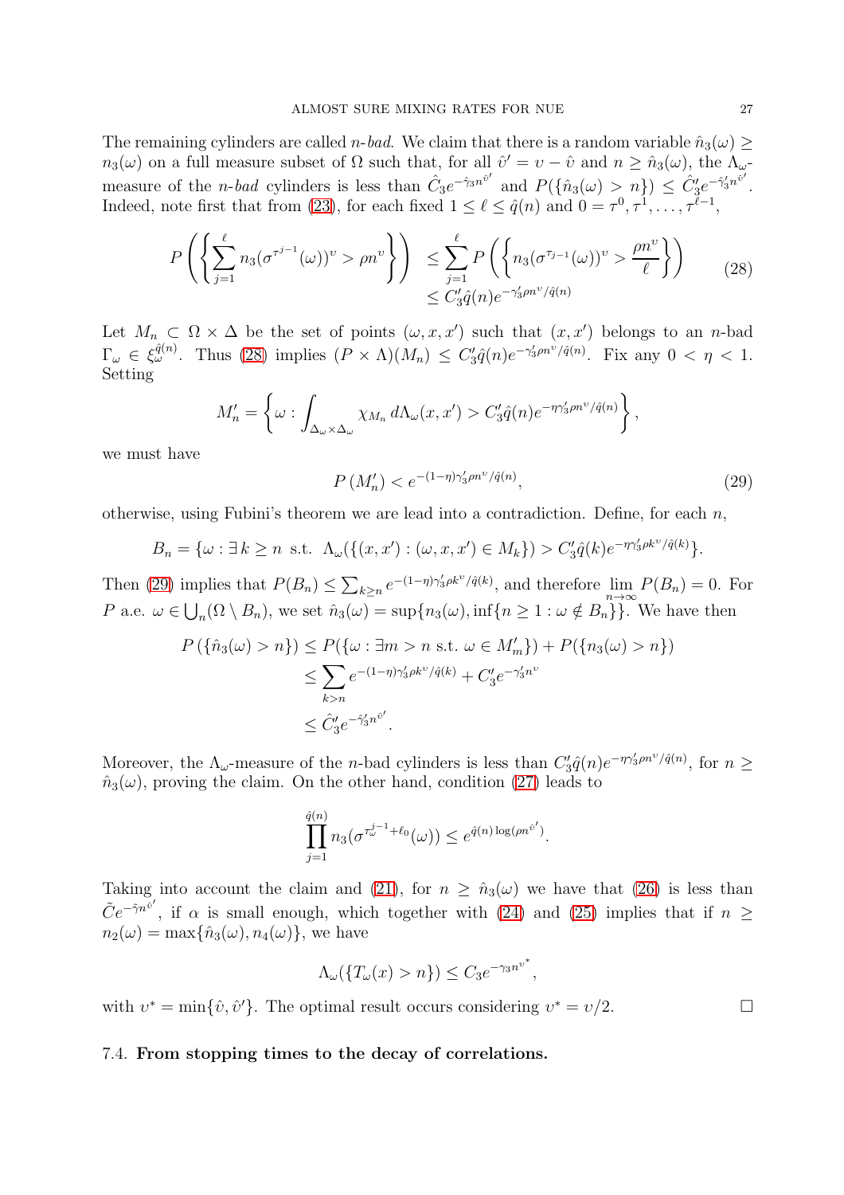The remaining cylinders are called *n-bad*. We claim that there is a random variable $\hat{n}_3(\omega) \geq n_3(\omega)$ on a full measure subset of $\Omega$ such that, for all $\hat{\upsilon}' = \upsilon - \hat{\upsilon}$ and $n \geq \hat{n}_3(\omega)$, the $\Lambda_\omega$-measure of the *n-bad* cylinders is less than $\hat{C}_3 e^{-\hat{\gamma}_3 n^{\hat{\upsilon}'}}$ and $P(\{\hat{n}_3(\omega) > n\}) \leq \hat{C}'_3 e^{-\hat{\gamma}'_3 n^{\hat{\upsilon}'}}$. Indeed, note first that from (23), for each fixed $1 \leq \ell \leq \hat{q}(n)$ and $0 = \tau^0, \tau^1, \ldots, \tau^{\ell-1}$,

$$
P\left(\left\{\sum_{j=1}^{\ell} n_3(\sigma^{\tau^{j-1}}(\omega))^{\upsilon} > \rho n^{\upsilon}\right\}\right) \leq \sum_{j=1}^{\ell} P\left(\left\{n_3(\sigma^{\tau_{j-1}}(\omega))^{\upsilon} > \frac{\rho n^{\upsilon}}{\ell}\right\}\right) \leq C'_3 \hat{q}(n) e^{-\gamma'_3 \rho n^{\upsilon}/\hat{q}(n)} \tag{28}
$$

Let $M_n \subset \Omega \times \Delta$ be the set of points $(\omega, x, x')$ such that $(x, x')$ belongs to an $n$-bad $\Gamma_\omega \in \xi_\omega^{\hat{q}(n)}$. Thus (28) implies $(P \times \Lambda)(M_n) \leq C'_3 \hat{q}(n) e^{-\gamma'_3 \rho n^{\upsilon}/\hat{q}(n)}$. Fix any $0 < \eta < 1$. Setting

$$
M'_n = \left\{\omega : \int_{\Delta_\omega \times \Delta_\omega} \chi_{M_n} \, d\Lambda_\omega(x, x') > C'_3 \hat{q}(n) e^{-\eta \gamma'_3 \rho n^{\upsilon}/\hat{q}(n)}\right\},
$$

we must have

$$
P\left(M'_n\right) < e^{-(1-\eta)\gamma'_3 \rho n^{\upsilon}/\hat{q}(n)}, \tag{29}
$$

otherwise, using Fubini's theorem we are lead into a contradiction. Define, for each $n$,

$$
B_n = \{\omega : \exists\, k \geq n \text{ s.t. } \Lambda_\omega(\{(x, x') : (\omega, x, x') \in M_k\}) > C'_3 \hat{q}(k) e^{-\eta \gamma'_3 \rho k^{\upsilon}/\hat{q}(k)}\}.
$$

Then (29) implies that $P(B_n) \leq \sum_{k \geq n} e^{-(1-\eta)\gamma'_3 \rho k^{\upsilon}/\hat{q}(k)}$, and therefore $\lim_{n\to\infty} P(B_n) = 0$. For $P$ a.e. $\omega \in \bigcup_n (\Omega \setminus B_n)$, we set $\hat{n}_3(\omega) = \sup\{n_3(\omega), \inf\{n \geq 1 : \omega \notin B_n\}\}$. We have then

$$
\begin{aligned}
P\left(\{\hat{n}_3(\omega) > n\}\right) &\leq P(\{\omega : \exists m > n \text{ s.t. } \omega \in M'_m\}) + P(\{n_3(\omega) > n\}) \\
&\leq \sum_{k > n} e^{-(1-\eta)\gamma'_3 \rho k^{\upsilon}/\hat{q}(k)} + C'_3 e^{-\gamma'_3 n^{\upsilon}} \\
&\leq \hat{C}'_3 e^{-\hat{\gamma}'_3 n^{\hat{\upsilon}'}}.
\end{aligned}
$$

Moreover, the $\Lambda_\omega$-measure of the $n$-bad cylinders is less than $C'_3 \hat{q}(n) e^{-\eta \gamma'_3 \rho n^{\upsilon}/\hat{q}(n)}$, for $n \geq \hat{n}_3(\omega)$, proving the claim. On the other hand, condition (27) leads to

$$
\prod_{j=1}^{\hat{q}(n)} n_3(\sigma^{\tau_\omega^{j-1} + \ell_0}(\omega)) \leq e^{\hat{q}(n) \log(\rho n^{\hat{\upsilon}'})}.
$$

Taking into account the claim and (21), for $n \geq \hat{n}_3(\omega)$ we have that (26) is less than $\tilde{C} e^{-\tilde{\gamma} n^{\hat{\upsilon}'}}$, if $\alpha$ is small enough, which together with (24) and (25) implies that if $n \geq n_2(\omega) = \max\{\hat{n}_3(\omega), n_4(\omega)\}$, we have

$$
\Lambda_\omega(\{T_\omega(x) > n\}) \leq C_3 e^{-\gamma_3 n^{\upsilon^*}},
$$

with $\upsilon^* = \min\{\hat{\upsilon}, \hat{\upsilon}'\}$. The optimal result occurs considering $\upsilon^* = \upsilon/2$. $\square$

### 7.4. From stopping times to the decay of correlations.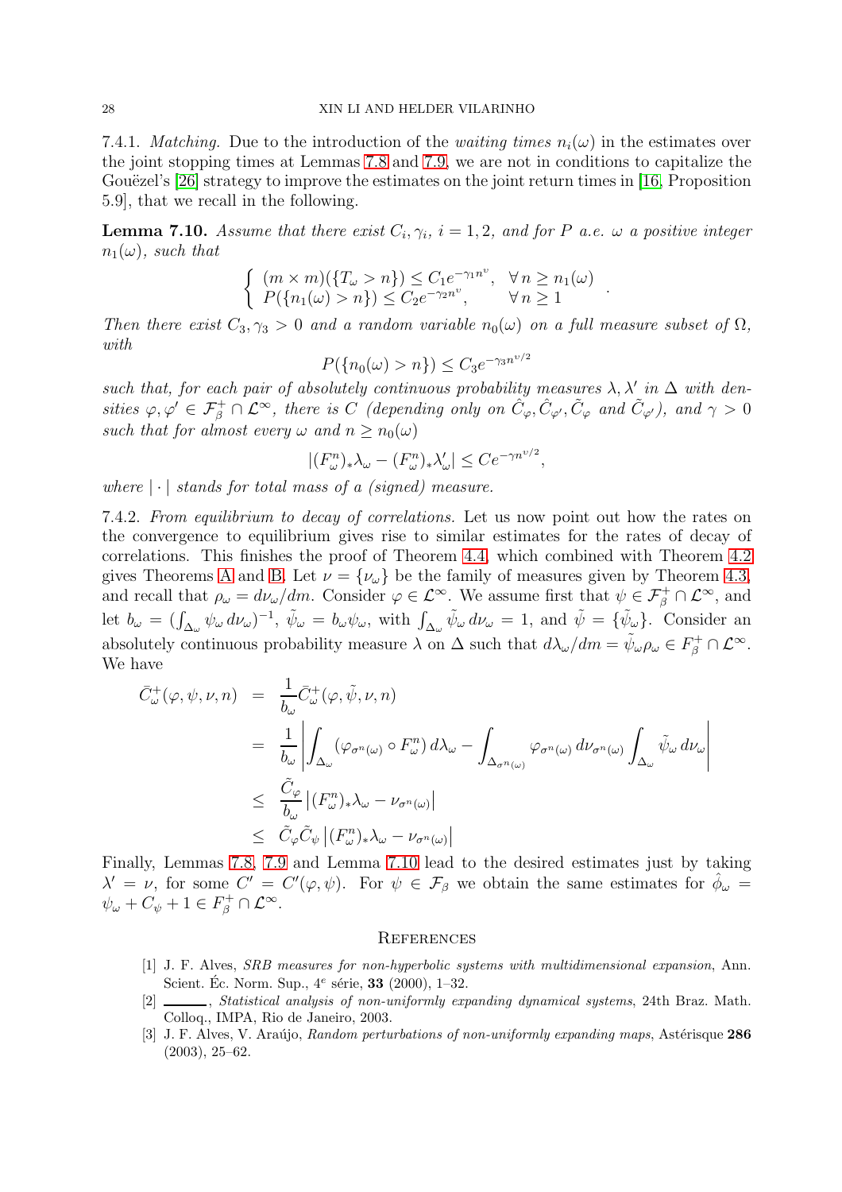7.4.1. *Matching.* Due to the introduction of the *waiting times* $n_i(\omega)$ in the estimates over the joint stopping times at Lemmas 7.8 and 7.9, we are not in conditions to capitalize the Gouëzel's [26] strategy to improve the estimates on the joint return times in [16, Proposition 5.9], that we recall in the following.

**Lemma 7.10.** *Assume that there exist $C_i, \gamma_i$, $i = 1, 2$, and for $P$ a.e. $\omega$ a positive integer $n_1(\omega)$, such that*

$$\begin{cases} (m \times m)(\{T_\omega > n\}) \le C_1 e^{-\gamma_1 n^\upsilon}, & \forall\, n \ge n_1(\omega) \\ P(\{n_1(\omega) > n\}) \le C_2 e^{-\gamma_2 n^\upsilon}, & \forall\, n \ge 1 \end{cases}.$$

*Then there exist $C_3, \gamma_3 > 0$ and a random variable $n_0(\omega)$ on a full measure subset of $\Omega$, with*

$$P(\{n_0(\omega) > n\}) \le C_3 e^{-\gamma_3 n^{\upsilon/2}}$$

*such that, for each pair of absolutely continuous probability measures $\lambda, \lambda'$ in $\Delta$ with densities $\varphi, \varphi' \in \mathcal{F}_\beta^+ \cap \mathcal{L}^\infty$, there is $C$ (depending only on $\hat{C}_\varphi, \hat{C}_{\varphi'}, \tilde{C}_\varphi$ and $\tilde{C}_{\varphi'}$), and $\gamma > 0$ such that for almost every $\omega$ and $n \ge n_0(\omega)$*

$$|(F_\omega^n)_* \lambda_\omega - (F_\omega^n)_* \lambda'_\omega| \le C e^{-\gamma n^{\upsilon/2}},$$

*where $|\cdot|$ stands for total mass of a (signed) measure.*

7.4.2. *From equilibrium to decay of correlations.* Let us now point out how the rates on the convergence to equilibrium gives rise to similar estimates for the rates of decay of correlations. This finishes the proof of Theorem 4.4, which combined with Theorem 4.2 gives Theorems A and B. Let $\nu = \{\nu_\omega\}$ be the family of measures given by Theorem 4.3, and recall that $\rho_\omega = d\nu_\omega/dm$. Consider $\varphi \in \mathcal{L}^\infty$. We assume first that $\psi \in \mathcal{F}_\beta^+ \cap \mathcal{L}^\infty$, and let $b_\omega = (\int_{\Delta_\omega} \psi_\omega \, d\nu_\omega)^{-1}$, $\tilde{\psi}_\omega = b_\omega \psi_\omega$, with $\int_{\Delta_\omega} \tilde{\psi}_\omega \, d\nu_\omega = 1$, and $\tilde{\psi} = \{\tilde{\psi}_\omega\}$. Consider an absolutely continuous probability measure $\lambda$ on $\Delta$ such that $d\lambda_\omega/dm = \tilde{\psi}_\omega \rho_\omega \in F_\beta^+ \cap \mathcal{L}^\infty$. We have

$$\begin{aligned}
\bar{C}_\omega^+(\varphi, \psi, \nu, n) &= \frac{1}{b_\omega} \bar{C}_\omega^+(\varphi, \tilde{\psi}, \nu, n) \\
&= \frac{1}{b_\omega} \left| \int_{\Delta_\omega} (\varphi_{\sigma^n(\omega)} \circ F_\omega^n) \, d\lambda_\omega - \int_{\Delta_{\sigma^n(\omega)}} \varphi_{\sigma^n(\omega)} \, d\nu_{\sigma^n(\omega)} \int_{\Delta_\omega} \tilde{\psi}_\omega \, d\nu_\omega \right| \\
&\le \frac{\tilde{C}_\varphi}{b_\omega} \left| (F_\omega^n)_* \lambda_\omega - \nu_{\sigma^n(\omega)} \right| \\
&\le \tilde{C}_\varphi \tilde{C}_\psi \left| (F_\omega^n)_* \lambda_\omega - \nu_{\sigma^n(\omega)} \right|
\end{aligned}$$

Finally, Lemmas 7.8, 7.9 and Lemma 7.10 lead to the desired estimates just by taking $\lambda' = \nu$, for some $C' = C'(\varphi, \psi)$. For $\psi \in \mathcal{F}_\beta$ we obtain the same estimates for $\hat{\phi}_\omega = \psi_\omega + C_\psi + 1 \in F_\beta^+ \cap \mathcal{L}^\infty$.

## References

[1] J. F. Alves, *SRB measures for non-hyperbolic systems with multidimensional expansion*, Ann. Scient. Éc. Norm. Sup., $4^e$ série, **33** (2000), 1–32.

[2] ———, *Statistical analysis of non-uniformly expanding dynamical systems*, 24th Braz. Math. Colloq., IMPA, Rio de Janeiro, 2003.

[3] J. F. Alves, V. Araújo, *Random perturbations of non-uniformly expanding maps*, Astérisque **286** (2003), 25–62.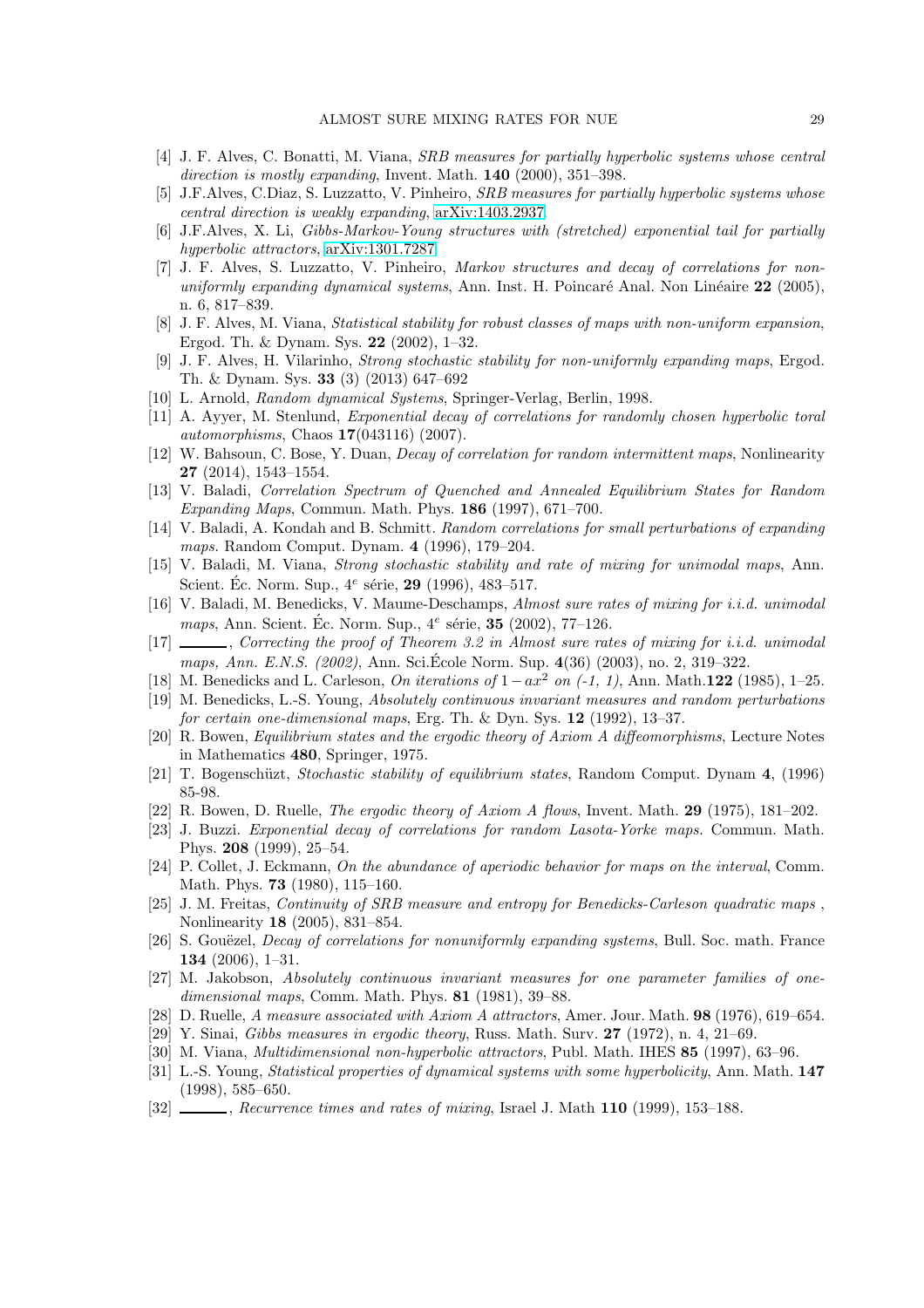[4] J. F. Alves, C. Bonatti, M. Viana, *SRB measures for partially hyperbolic systems whose central direction is mostly expanding*, Invent. Math. **140** (2000), 351–398.

[5] J.F.Alves, C.Diaz, S. Luzzatto, V. Pinheiro, *SRB measures for partially hyperbolic systems whose central direction is weakly expanding*, arXiv:1403.2937.

[6] J.F.Alves, X. Li, *Gibbs-Markov-Young structures with (stretched) exponential tail for partially hyperbolic attractors*, arXiv:1301.7287.

[7] J. F. Alves, S. Luzzatto, V. Pinheiro, *Markov structures and decay of correlations for non-uniformly expanding dynamical systems*, Ann. Inst. H. Poincaré Anal. Non Linéaire **22** (2005), n. 6, 817–839.

[8] J. F. Alves, M. Viana, *Statistical stability for robust classes of maps with non-uniform expansion*, Ergod. Th. & Dynam. Sys. **22** (2002), 1–32.

[9] J. F. Alves, H. Vilarinho, *Strong stochastic stability for non-uniformly expanding maps*, Ergod. Th. & Dynam. Sys. **33** (3) (2013) 647–692

[10] L. Arnold, *Random dynamical Systems*, Springer-Verlag, Berlin, 1998.

[11] A. Ayyer, M. Stenlund, *Exponential decay of correlations for randomly chosen hyperbolic toral automorphisms*, Chaos **17**(043116) (2007).

[12] W. Bahsoun, C. Bose, Y. Duan, *Decay of correlation for random intermittent maps*, Nonlinearity **27** (2014), 1543–1554.

[13] V. Baladi, *Correlation Spectrum of Quenched and Annealed Equilibrium States for Random Expanding Maps*, Commun. Math. Phys. **186** (1997), 671–700.

[14] V. Baladi, A. Kondah and B. Schmitt. *Random correlations for small perturbations of expanding maps*. Random Comput. Dynam. **4** (1996), 179–204.

[15] V. Baladi, M. Viana, *Strong stochastic stability and rate of mixing for unimodal maps*, Ann. Scient. Éc. Norm. Sup., $4^e$ série, **29** (1996), 483–517.

[16] V. Baladi, M. Benedicks, V. Maume-Deschamps, *Almost sure rates of mixing for i.i.d. unimodal maps*, Ann. Scient. Éc. Norm. Sup., $4^e$ série, **35** (2002), 77–126.

[17] ———, *Correcting the proof of Theorem 3.2 in Almost sure rates of mixing for i.i.d. unimodal maps, Ann. E.N.S. (2002)*, Ann. Sci.École Norm. Sup. **4**(36) (2003), no. 2, 319–322.

[18] M. Benedicks and L. Carleson, *On iterations of $1-ax^2$ on (-1, 1)*, Ann. Math.**122** (1985), 1–25.

[19] M. Benedicks, L.-S. Young, *Absolutely continuous invariant measures and random perturbations for certain one-dimensional maps*, Erg. Th. & Dyn. Sys. **12** (1992), 13–37.

[20] R. Bowen, *Equilibrium states and the ergodic theory of Axiom A diffeomorphisms*, Lecture Notes in Mathematics **480**, Springer, 1975.

[21] T. Bogenschüzt, *Stochastic stability of equilibrium states*, Random Comput. Dynam **4**, (1996) 85-98.

[22] R. Bowen, D. Ruelle, *The ergodic theory of Axiom A flows*, Invent. Math. **29** (1975), 181–202.

[23] J. Buzzi. *Exponential decay of correlations for random Lasota-Yorke maps.* Commun. Math. Phys. **208** (1999), 25–54.

[24] P. Collet, J. Eckmann, *On the abundance of aperiodic behavior for maps on the interval*, Comm. Math. Phys. **73** (1980), 115–160.

[25] J. M. Freitas, *Continuity of SRB measure and entropy for Benedicks-Carleson quadratic maps* , Nonlinearity **18** (2005), 831–854.

[26] S. Gouëzel, *Decay of correlations for nonuniformly expanding systems*, Bull. Soc. math. France **134** (2006), 1–31.

[27] M. Jakobson, *Absolutely continuous invariant measures for one parameter families of one-dimensional maps*, Comm. Math. Phys. **81** (1981), 39–88.

[28] D. Ruelle, *A measure associated with Axiom A attractors*, Amer. Jour. Math. **98** (1976), 619–654.

[29] Y. Sinai, *Gibbs measures in ergodic theory*, Russ. Math. Surv. **27** (1972), n. 4, 21–69.

[30] M. Viana, *Multidimensional non-hyperbolic attractors*, Publ. Math. IHES **85** (1997), 63–96.

[31] L.-S. Young, *Statistical properties of dynamical systems with some hyperbolicity*, Ann. Math. **147** (1998), 585–650.

[32] ———, *Recurrence times and rates of mixing*, Israel J. Math **110** (1999), 153–188.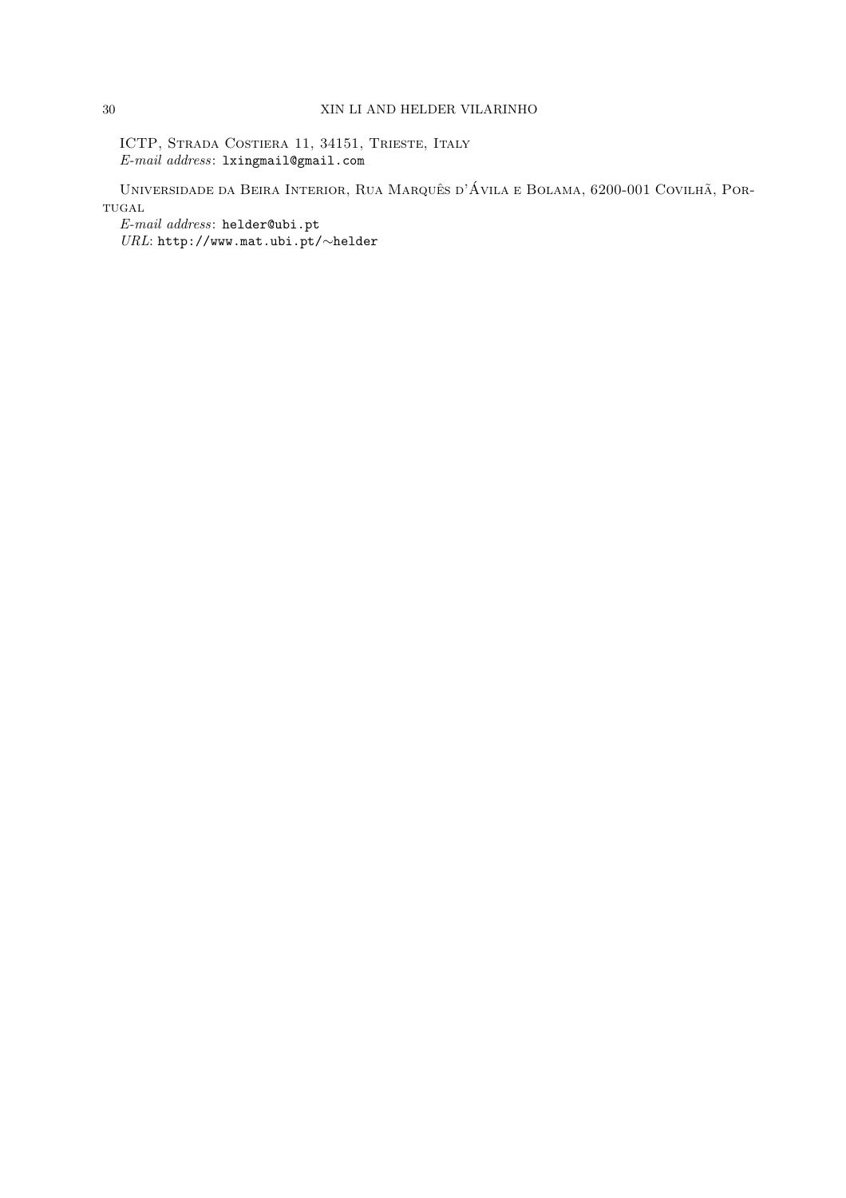ICTP, Strada Costiera 11, 34151, Trieste, Italy
*E-mail address*: lxingmail@gmail.com

Universidade da Beira Interior, Rua Marquês d'Ávila e Bolama, 6200-001 Covilhã, Portugal
*E-mail address*: helder@ubi.pt
*URL*: http://www.mat.ubi.pt/∼helder